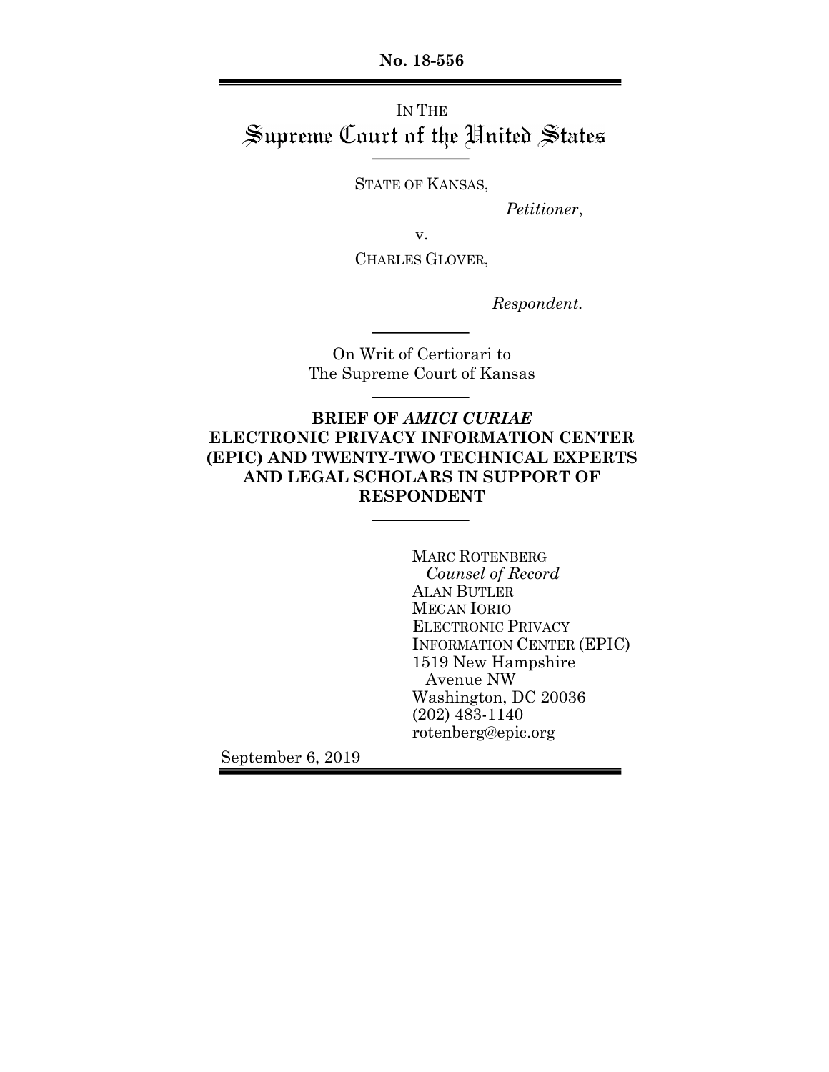No. 18-556

IN THE

# Supreme Court of the United States

STATE OF KANSAS,

*Petitioner*,

v.

CHARLES GLOVER,

*Respondent.*

On Writ of Certiorari to
The Supreme Court of Kansas

**BRIEF OF *AMICI CURIAE* ELECTRONIC PRIVACY INFORMATION CENTER (EPIC) AND TWENTY-TWO TECHNICAL EXPERTS AND LEGAL SCHOLARS IN SUPPORT OF RESPONDENT**

MARC ROTENBERG
*Counsel of Record*
ALAN BUTLER
MEGAN IORIO
ELECTRONIC PRIVACY INFORMATION CENTER (EPIC)
1519 New Hampshire Avenue NW
Washington, DC 20036
(202) 483-1140
rotenberg@epic.org

September 6, 2019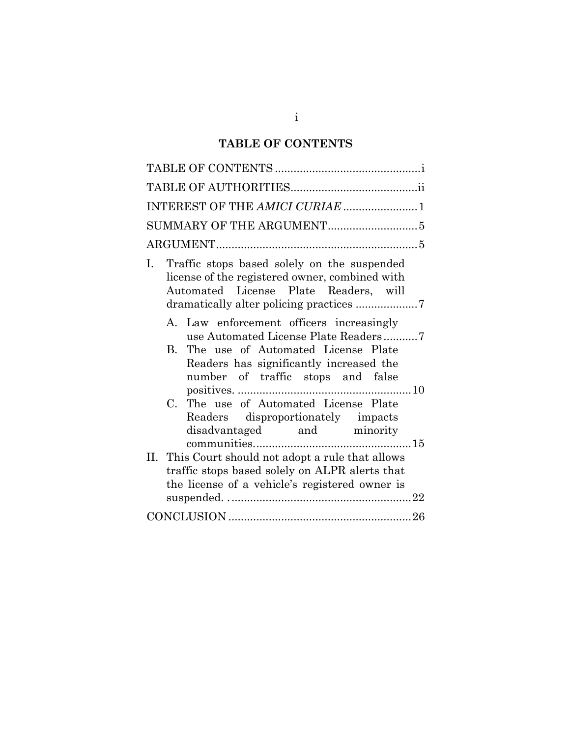## TABLE OF CONTENTS

TABLE OF CONTENTS ............................................... i

TABLE OF AUTHORITIES......................................... ii

INTEREST OF THE *AMICI CURIAE* ........................ 1

SUMMARY OF THE ARGUMENT............................. 5

ARGUMENT................................................................. 5

I. Traffic stops based solely on the suspended license of the registered owner, combined with Automated License Plate Readers, will dramatically alter policing practices .................... 7

   A. Law enforcement officers increasingly use Automated License Plate Readers........... 7

   B. The use of Automated License Plate Readers has significantly increased the number of traffic stops and false positives. ........................................................ 10

   C. The use of Automated License Plate Readers disproportionately impacts disadvantaged and minority communities.................................................. 15

II. This Court should not adopt a rule that allows traffic stops based solely on ALPR alerts that the license of a vehicle's registered owner is suspended. ........................................................... 22

CONCLUSION ........................................................... 26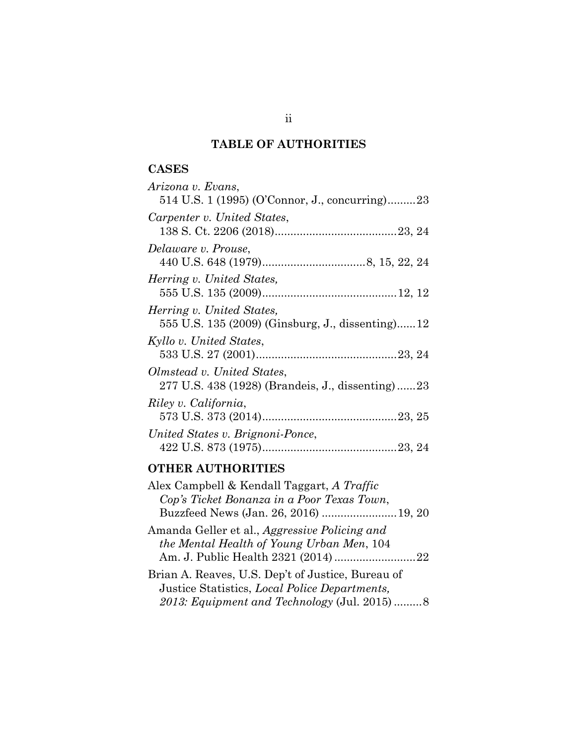# TABLE OF AUTHORITIES

## CASES

*Arizona v. Evans*,
514 U.S. 1 (1995) (O'Connor, J., concurring).........23

*Carpenter v. United States*,
138 S. Ct. 2206 (2018).......................................23, 24

*Delaware v. Prouse*,
440 U.S. 648 (1979).................................8, 15, 22, 24

*Herring v. United States,*
555 U.S. 135 (2009)...........................................12, 12

*Herring v. United States,*
555 U.S. 135 (2009) (Ginsburg, J., dissenting)......12

*Kyllo v. United States*,
533 U.S. 27 (2001).............................................23, 24

*Olmstead v. United States*,
277 U.S. 438 (1928) (Brandeis, J., dissenting)......23

*Riley v. California*,
573 U.S. 373 (2014)...........................................23, 25

*United States v. Brignoni-Ponce*,
422 U.S. 873 (1975)...........................................23, 24

## OTHER AUTHORITIES

Alex Campbell & Kendall Taggart, *A Traffic Cop's Ticket Bonanza in a Poor Texas Town*, Buzzfeed News (Jan. 26, 2016) ........................19, 20

Amanda Geller et al., *Aggressive Policing and the Mental Health of Young Urban Men*, 104 Am. J. Public Health 2321 (2014) ..........................22

Brian A. Reaves, U.S. Dep't of Justice, Bureau of Justice Statistics, *Local Police Departments, 2013: Equipment and Technology* (Jul. 2015) .........8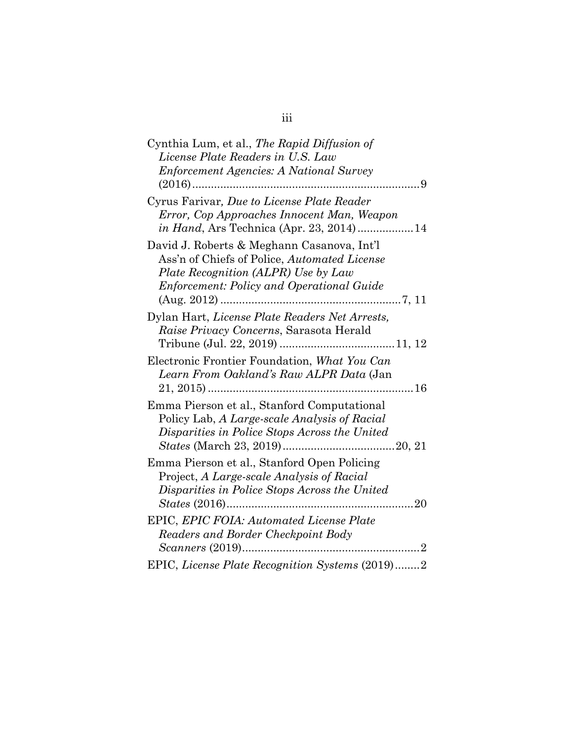Cynthia Lum, et al., *The Rapid Diffusion of License Plate Readers in U.S. Law Enforcement Agencies: A National Survey* (2016)........................................................................9

Cyrus Farivar*, Due to License Plate Reader Error, Cop Approaches Innocent Man, Weapon in Hand*, Ars Technica (Apr. 23, 2014)..................14

David J. Roberts & Meghann Casanova, Int'l Ass'n of Chiefs of Police, *Automated License Plate Recognition (ALPR) Use by Law Enforcement: Policy and Operational Guide* (Aug. 2012)..........................................................7, 11

Dylan Hart, *License Plate Readers Net Arrests, Raise Privacy Concerns*, Sarasota Herald Tribune (Jul. 22, 2019).....................................11, 12

Electronic Frontier Foundation, *What You Can Learn From Oakland's Raw ALPR Data* (Jan 21, 2015)..................................................................16

Emma Pierson et al., Stanford Computational Policy Lab, *A Large-scale Analysis of Racial Disparities in Police Stops Across the United States* (March 23, 2019)....................................20, 21

Emma Pierson et al., Stanford Open Policing Project, *A Large-scale Analysis of Racial Disparities in Police Stops Across the United States* (2016)............................................................20

EPIC, *EPIC FOIA: Automated License Plate Readers and Border Checkpoint Body Scanners* (2019).........................................................2

EPIC, *License Plate Recognition Systems* (2019)........2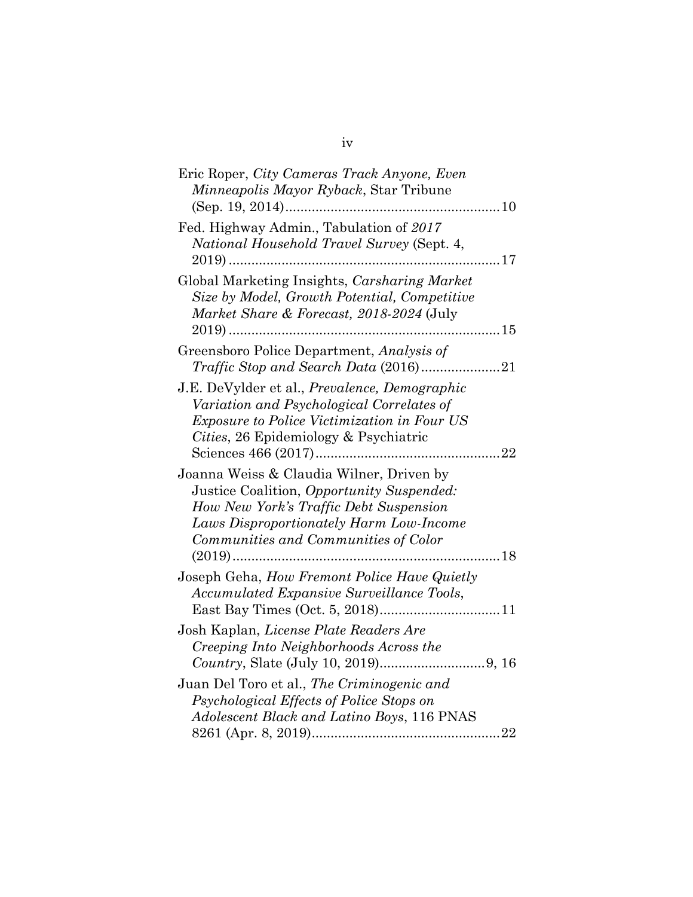Eric Roper, *City Cameras Track Anyone, Even Minneapolis Mayor Ryback*, Star Tribune (Sep. 19, 2014)........................................................10

Fed. Highway Admin., Tabulation of *2017 National Household Travel Survey* (Sept. 4, 2019)........................................................................17

Global Marketing Insights, *Carsharing Market Size by Model, Growth Potential, Competitive Market Share & Forecast, 2018-2024* (July 2019)........................................................................15

Greensboro Police Department, *Analysis of Traffic Stop and Search Data* (2016)....................21

J.E. DeVylder et al., *Prevalence, Demographic Variation and Psychological Correlates of Exposure to Police Victimization in Four US Cities*, 26 Epidemiology & Psychiatric Sciences 466 (2017)................................................22

Joanna Weiss & Claudia Wilner, Driven by Justice Coalition, *Opportunity Suspended: How New York's Traffic Debt Suspension Laws Disproportionately Harm Low-Income Communities and Communities of Color* (2019).......................................................................18

Joseph Geha, *How Fremont Police Have Quietly Accumulated Expansive Surveillance Tools*, East Bay Times (Oct. 5, 2018)................................11

Josh Kaplan, *License Plate Readers Are Creeping Into Neighborhoods Across the Country*, Slate (July 10, 2019)............................9, 16

Juan Del Toro et al., *The Criminogenic and Psychological Effects of Police Stops on Adolescent Black and Latino Boys*, 116 PNAS 8261 (Apr. 8, 2019)..................................................22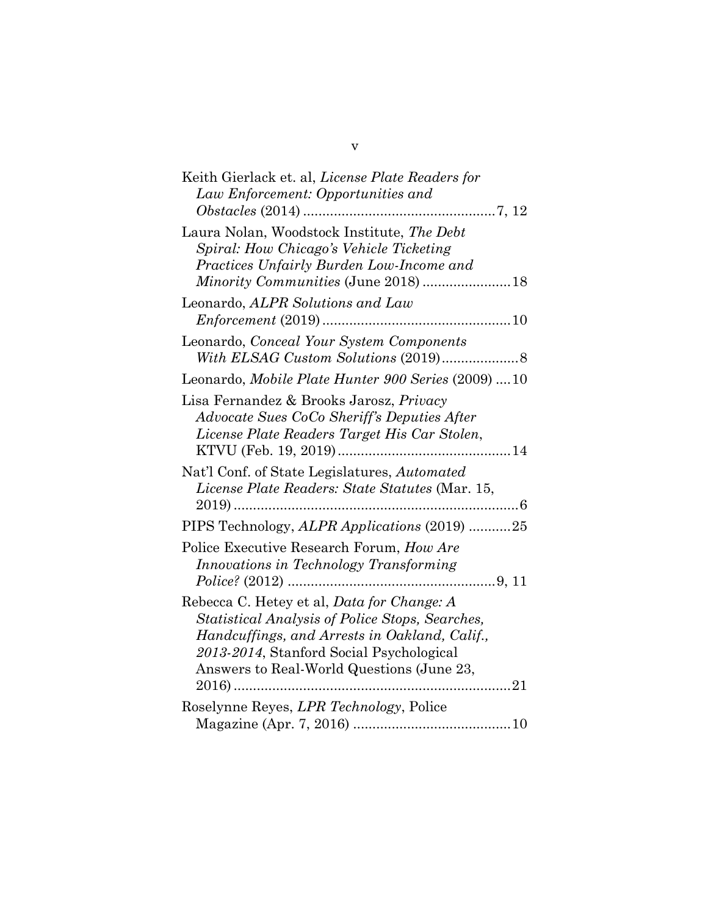Keith Gierlack et. al, *License Plate Readers for Law Enforcement: Opportunities and Obstacles* (2014) ....................................................7, 12

Laura Nolan, Woodstock Institute, *The Debt Spiral: How Chicago's Vehicle Ticketing Practices Unfairly Burden Low-Income and Minority Communities* (June 2018) .......................18

Leonardo, *ALPR Solutions and Law Enforcement* (2019)................................................10

Leonardo, *Conceal Your System Components With ELSAG Custom Solutions* (2019)....................8

Leonardo, *Mobile Plate Hunter 900 Series* (2009) ....10

Lisa Fernandez & Brooks Jarosz, *Privacy Advocate Sues CoCo Sheriff's Deputies After License Plate Readers Target His Car Stolen*, KTVU (Feb. 19, 2019)............................................14

Nat'l Conf. of State Legislatures, *Automated License Plate Readers: State Statutes* (Mar. 15, 2019) ..........................................................................6

PIPS Technology, *ALPR Applications* (2019) ...........25

Police Executive Research Forum, *How Are Innovations in Technology Transforming Police?* (2012) ......................................................9, 11

Rebecca C. Hetey et al, *Data for Change: A Statistical Analysis of Police Stops, Searches, Handcuffings, and Arrests in Oakland, Calif., 2013-2014*, Stanford Social Psychological Answers to Real-World Questions (June 23, 2016) ........................................................................21

Roselynne Reyes, *LPR Technology*, Police Magazine (Apr. 7, 2016) .........................................10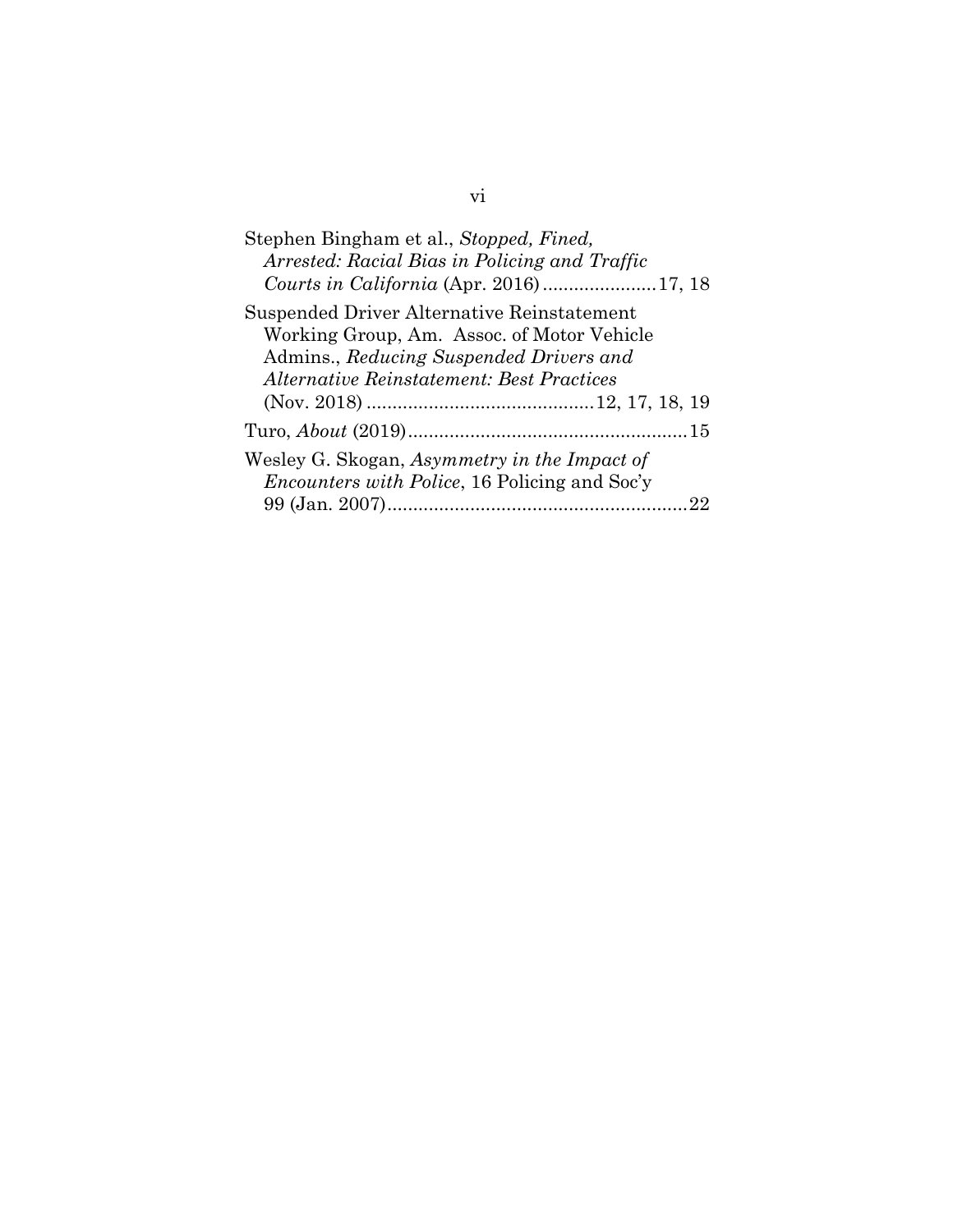Stephen Bingham et al., *Stopped, Fined, Arrested: Racial Bias in Policing and Traffic Courts in California* (Apr. 2016) ...................... 17, 18

Suspended Driver Alternative Reinstatement Working Group, Am. Assoc. of Motor Vehicle Admins., *Reducing Suspended Drivers and Alternative Reinstatement: Best Practices* (Nov. 2018) ............................................ 12, 17, 18, 19

Turo, *About* (2019) ...................................................... 15

Wesley G. Skogan, *Asymmetry in the Impact of Encounters with Police*, 16 Policing and Soc'y 99 (Jan. 2007) .......................................................... 22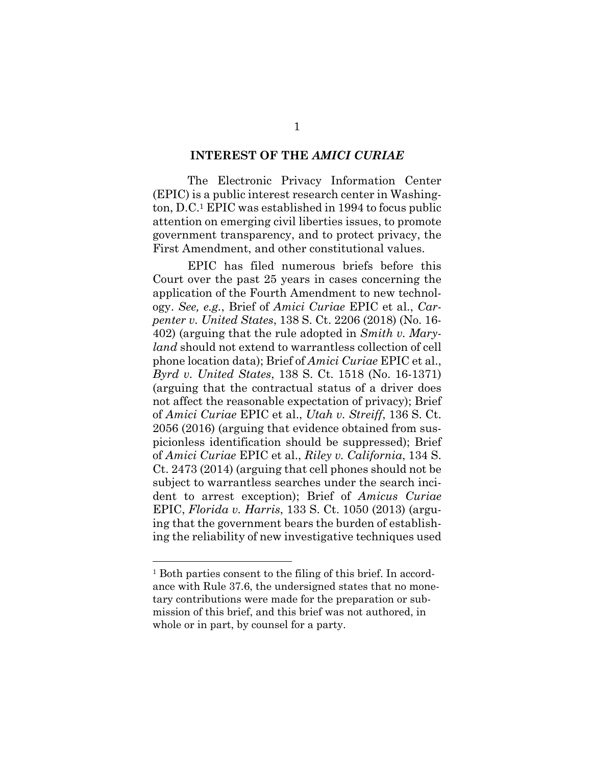## INTEREST OF THE *AMICI CURIAE*

The Electronic Privacy Information Center (EPIC) is a public interest research center in Washington, D.C.[1] EPIC was established in 1994 to focus public attention on emerging civil liberties issues, to promote government transparency, and to protect privacy, the First Amendment, and other constitutional values.

EPIC has filed numerous briefs before this Court over the past 25 years in cases concerning the application of the Fourth Amendment to new technology. *See, e.g.*, Brief of *Amici Curiae* EPIC et al., *Carpenter v. United States*, 138 S. Ct. 2206 (2018) (No. 16-402) (arguing that the rule adopted in *Smith v. Maryland* should not extend to warrantless collection of cell phone location data); Brief of *Amici Curiae* EPIC et al., *Byrd v. United States*, 138 S. Ct. 1518 (No. 16-1371) (arguing that the contractual status of a driver does not affect the reasonable expectation of privacy); Brief of *Amici Curiae* EPIC et al., *Utah v. Streiff*, 136 S. Ct. 2056 (2016) (arguing that evidence obtained from suspicionless identification should be suppressed); Brief of *Amici Curiae* EPIC et al., *Riley v. California*, 134 S. Ct. 2473 (2014) (arguing that cell phones should not be subject to warrantless searches under the search incident to arrest exception); Brief of *Amicus Curiae* EPIC, *Florida v. Harris*, 133 S. Ct. 1050 (2013) (arguing that the government bears the burden of establishing the reliability of new investigative techniques used

---

[1] Both parties consent to the filing of this brief. In accordance with Rule 37.6, the undersigned states that no monetary contributions were made for the preparation or submission of this brief, and this brief was not authored, in whole or in part, by counsel for a party.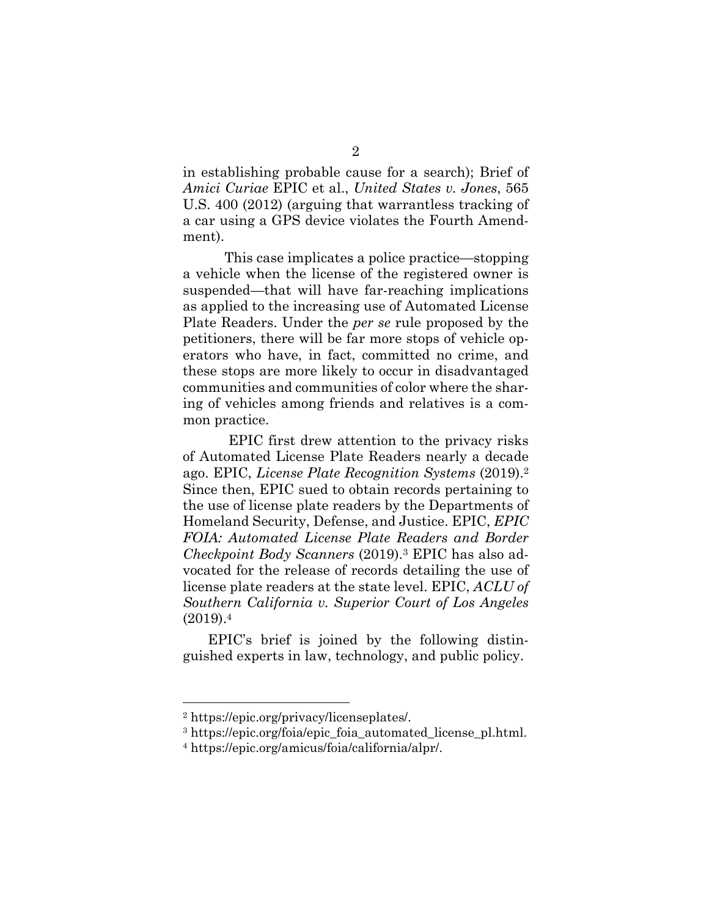in establishing probable cause for a search); Brief of *Amici Curiae* EPIC et al., *United States v. Jones*, 565 U.S. 400 (2012) (arguing that warrantless tracking of a car using a GPS device violates the Fourth Amendment).

This case implicates a police practice—stopping a vehicle when the license of the registered owner is suspended—that will have far-reaching implications as applied to the increasing use of Automated License Plate Readers. Under the *per se* rule proposed by the petitioners, there will be far more stops of vehicle operators who have, in fact, committed no crime, and these stops are more likely to occur in disadvantaged communities and communities of color where the sharing of vehicles among friends and relatives is a common practice.

EPIC first drew attention to the privacy risks of Automated License Plate Readers nearly a decade ago. EPIC, *License Plate Recognition Systems* (2019).[2] Since then, EPIC sued to obtain records pertaining to the use of license plate readers by the Departments of Homeland Security, Defense, and Justice. EPIC, *EPIC FOIA: Automated License Plate Readers and Border Checkpoint Body Scanners* (2019).[3] EPIC has also advocated for the release of records detailing the use of license plate readers at the state level. EPIC, *ACLU of Southern California v. Superior Court of Los Angeles* (2019).[4]

EPIC's brief is joined by the following distinguished experts in law, technology, and public policy.

---

[2] https://epic.org/privacy/licenseplates/.

[3] https://epic.org/foia/epic_foia_automated_license_pl.html.

[4] https://epic.org/amicus/foia/california/alpr/.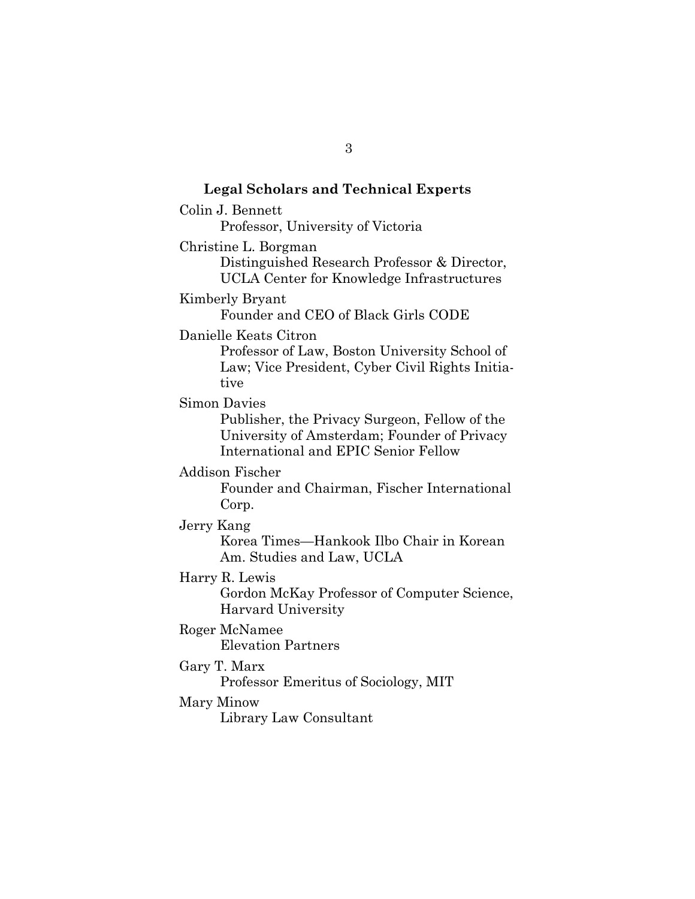### Legal Scholars and Technical Experts

Colin J. Bennett
Professor, University of Victoria

Christine L. Borgman
Distinguished Research Professor & Director, UCLA Center for Knowledge Infrastructures

Kimberly Bryant
Founder and CEO of Black Girls CODE

Danielle Keats Citron
Professor of Law, Boston University School of Law; Vice President, Cyber Civil Rights Initiative

Simon Davies
Publisher, the Privacy Surgeon, Fellow of the University of Amsterdam; Founder of Privacy International and EPIC Senior Fellow

Addison Fischer
Founder and Chairman, Fischer International Corp.

Jerry Kang
Korea Times—Hankook Ilbo Chair in Korean Am. Studies and Law, UCLA

Harry R. Lewis
Gordon McKay Professor of Computer Science, Harvard University

Roger McNamee
Elevation Partners

Gary T. Marx
Professor Emeritus of Sociology, MIT

Mary Minow
Library Law Consultant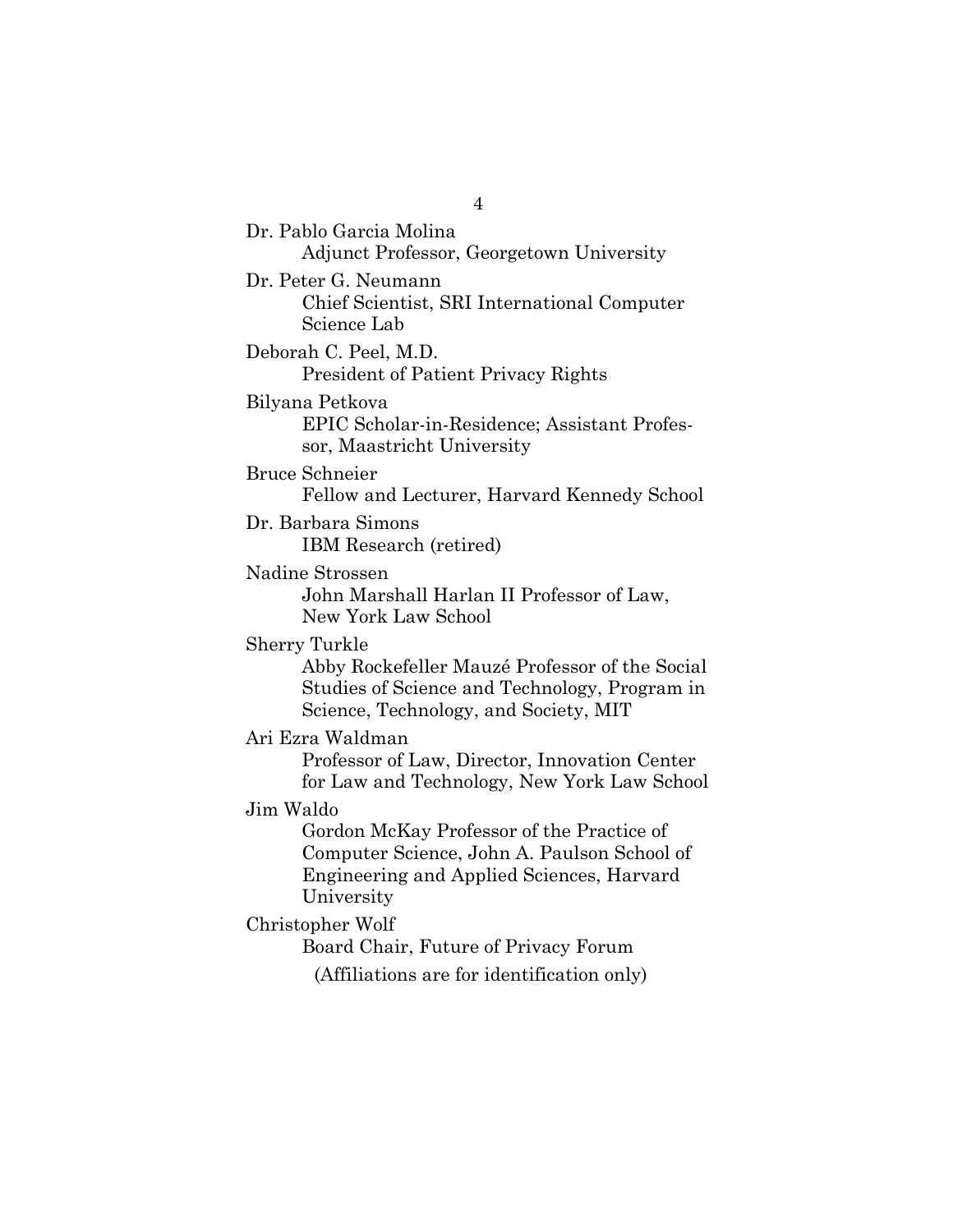Dr. Pablo Garcia Molina
Adjunct Professor, Georgetown University

Dr. Peter G. Neumann
Chief Scientist, SRI International Computer Science Lab

Deborah C. Peel, M.D.
President of Patient Privacy Rights

Bilyana Petkova
EPIC Scholar-in-Residence; Assistant Professor, Maastricht University

Bruce Schneier
Fellow and Lecturer, Harvard Kennedy School

Dr. Barbara Simons
IBM Research (retired)

Nadine Strossen
John Marshall Harlan II Professor of Law, New York Law School

Sherry Turkle
Abby Rockefeller Mauzé Professor of the Social Studies of Science and Technology, Program in Science, Technology, and Society, MIT

Ari Ezra Waldman
Professor of Law, Director, Innovation Center for Law and Technology, New York Law School

Jim Waldo
Gordon McKay Professor of the Practice of Computer Science, John A. Paulson School of Engineering and Applied Sciences, Harvard University

Christopher Wolf
Board Chair, Future of Privacy Forum

(Affiliations are for identification only)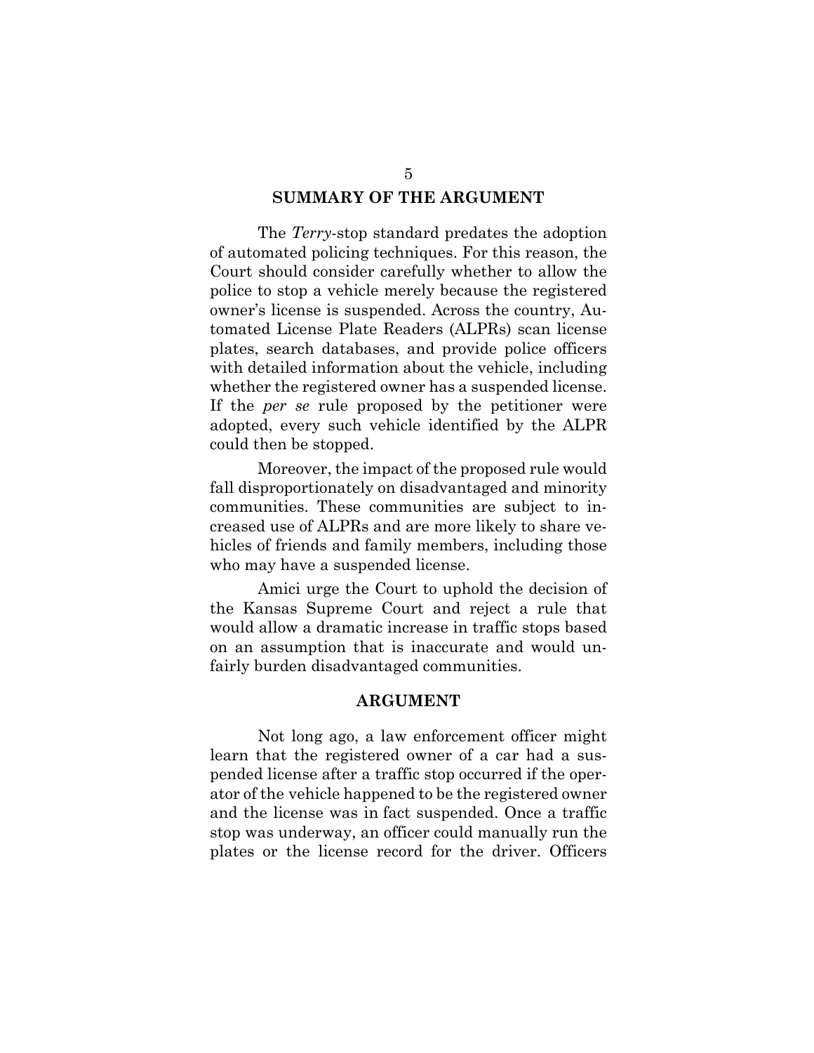## SUMMARY OF THE ARGUMENT

The *Terry*-stop standard predates the adoption of automated policing techniques. For this reason, the Court should consider carefully whether to allow the police to stop a vehicle merely because the registered owner's license is suspended. Across the country, Automated License Plate Readers (ALPRs) scan license plates, search databases, and provide police officers with detailed information about the vehicle, including whether the registered owner has a suspended license. If the *per se* rule proposed by the petitioner were adopted, every such vehicle identified by the ALPR could then be stopped.

Moreover, the impact of the proposed rule would fall disproportionately on disadvantaged and minority communities. These communities are subject to increased use of ALPRs and are more likely to share vehicles of friends and family members, including those who may have a suspended license.

Amici urge the Court to uphold the decision of the Kansas Supreme Court and reject a rule that would allow a dramatic increase in traffic stops based on an assumption that is inaccurate and would unfairly burden disadvantaged communities.

## ARGUMENT

Not long ago, a law enforcement officer might learn that the registered owner of a car had a suspended license after a traffic stop occurred if the operator of the vehicle happened to be the registered owner and the license was in fact suspended. Once a traffic stop was underway, an officer could manually run the plates or the license record for the driver. Officers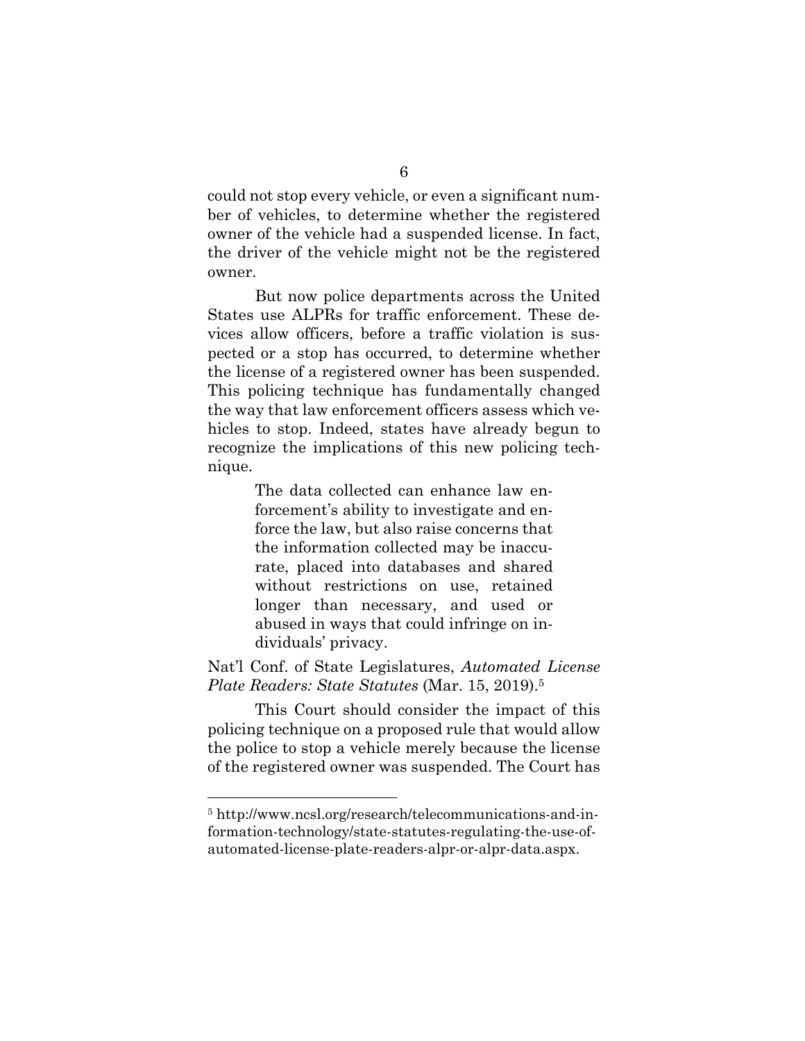could not stop every vehicle, or even a significant number of vehicles, to determine whether the registered owner of the vehicle had a suspended license. In fact, the driver of the vehicle might not be the registered owner.

But now police departments across the United States use ALPRs for traffic enforcement. These devices allow officers, before a traffic violation is suspected or a stop has occurred, to determine whether the license of a registered owner has been suspended. This policing technique has fundamentally changed the way that law enforcement officers assess which vehicles to stop. Indeed, states have already begun to recognize the implications of this new policing technique.

> The data collected can enhance law enforcement's ability to investigate and enforce the law, but also raise concerns that the information collected may be inaccurate, placed into databases and shared without restrictions on use, retained longer than necessary, and used or abused in ways that could infringe on individuals' privacy.

Nat'l Conf. of State Legislatures, *Automated License Plate Readers: State Statutes* (Mar. 15, 2019).[5]

This Court should consider the impact of this policing technique on a proposed rule that would allow the police to stop a vehicle merely because the license of the registered owner was suspended. The Court has

---

[5] http://www.ncsl.org/research/telecommunications-and-information-technology/state-statutes-regulating-the-use-of-automated-license-plate-readers-alpr-or-alpr-data.aspx.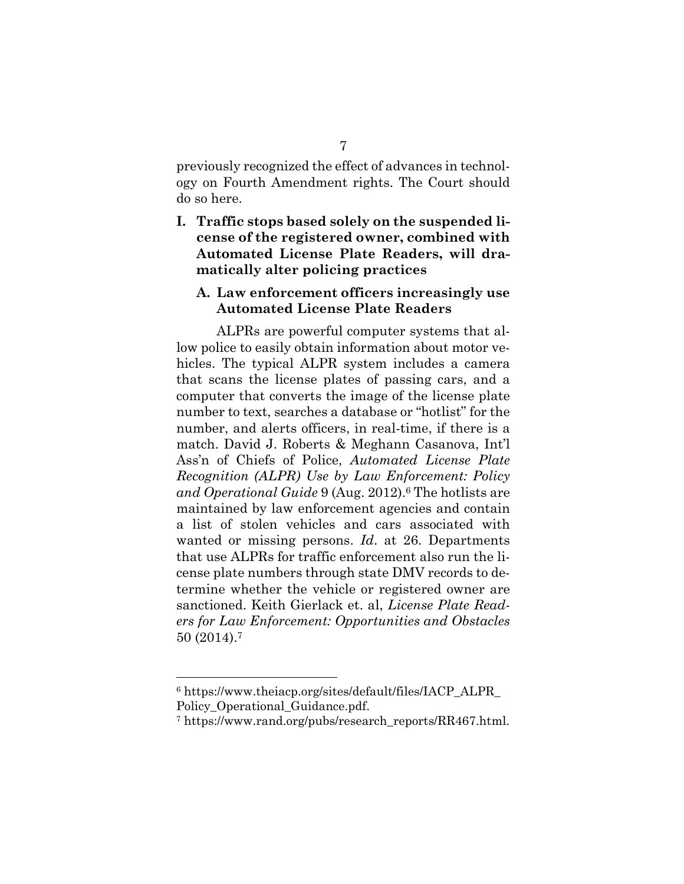previously recognized the effect of advances in technology on Fourth Amendment rights. The Court should do so here.

## I. Traffic stops based solely on the suspended license of the registered owner, combined with Automated License Plate Readers, will dramatically alter policing practices

### A. Law enforcement officers increasingly use Automated License Plate Readers

ALPRs are powerful computer systems that allow police to easily obtain information about motor vehicles. The typical ALPR system includes a camera that scans the license plates of passing cars, and a computer that converts the image of the license plate number to text, searches a database or "hotlist" for the number, and alerts officers, in real-time, if there is a match. David J. Roberts & Meghann Casanova, Int'l Ass'n of Chiefs of Police, *Automated License Plate Recognition (ALPR) Use by Law Enforcement: Policy and Operational Guide* 9 (Aug. 2012).[6] The hotlists are maintained by law enforcement agencies and contain a list of stolen vehicles and cars associated with wanted or missing persons. *Id*. at 26. Departments that use ALPRs for traffic enforcement also run the license plate numbers through state DMV records to determine whether the vehicle or registered owner are sanctioned. Keith Gierlack et. al, *License Plate Readers for Law Enforcement: Opportunities and Obstacles* 50 (2014).[7]

---

[6] https://www.theiacp.org/sites/default/files/IACP_ALPR_Policy_Operational_Guidance.pdf.

[7] https://www.rand.org/pubs/research_reports/RR467.html.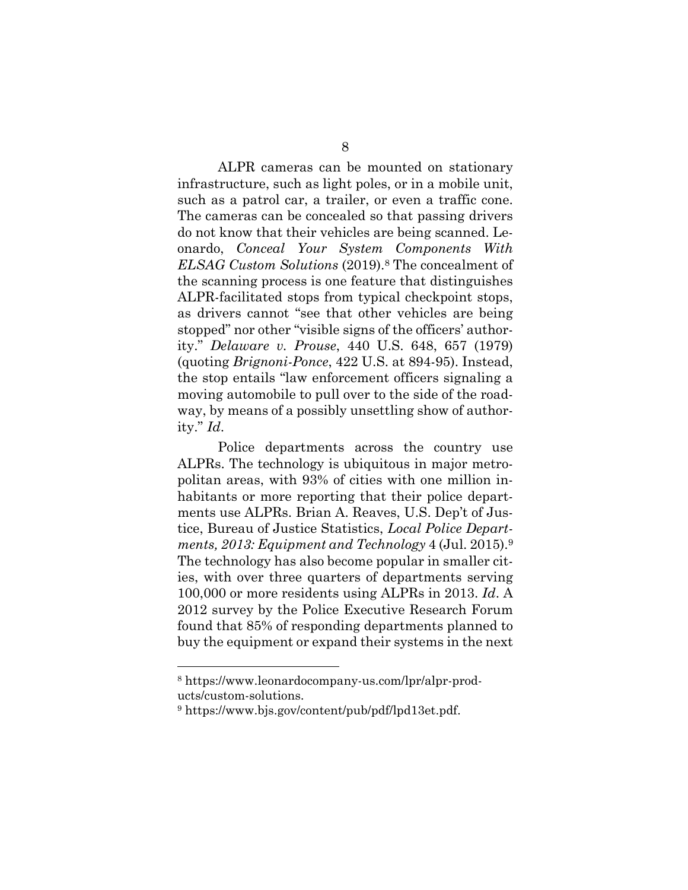ALPR cameras can be mounted on stationary infrastructure, such as light poles, or in a mobile unit, such as a patrol car, a trailer, or even a traffic cone. The cameras can be concealed so that passing drivers do not know that their vehicles are being scanned. Leonardo, *Conceal Your System Components With ELSAG Custom Solutions* (2019).[8] The concealment of the scanning process is one feature that distinguishes ALPR-facilitated stops from typical checkpoint stops, as drivers cannot "see that other vehicles are being stopped" nor other "visible signs of the officers' authority." *Delaware v. Prouse*, 440 U.S. 648, 657 (1979) (quoting *Brignoni-Ponce*, 422 U.S. at 894-95). Instead, the stop entails "law enforcement officers signaling a moving automobile to pull over to the side of the roadway, by means of a possibly unsettling show of authority." *Id*.

Police departments across the country use ALPRs. The technology is ubiquitous in major metropolitan areas, with 93% of cities with one million inhabitants or more reporting that their police departments use ALPRs. Brian A. Reaves, U.S. Dep't of Justice, Bureau of Justice Statistics, *Local Police Departments, 2013: Equipment and Technology* 4 (Jul. 2015).[9] The technology has also become popular in smaller cities, with over three quarters of departments serving 100,000 or more residents using ALPRs in 2013. *Id*. A 2012 survey by the Police Executive Research Forum found that 85% of responding departments planned to buy the equipment or expand their systems in the next

---

[8] https://www.leonardocompany-us.com/lpr/alpr-products/custom-solutions.

[9] https://www.bjs.gov/content/pub/pdf/lpd13et.pdf.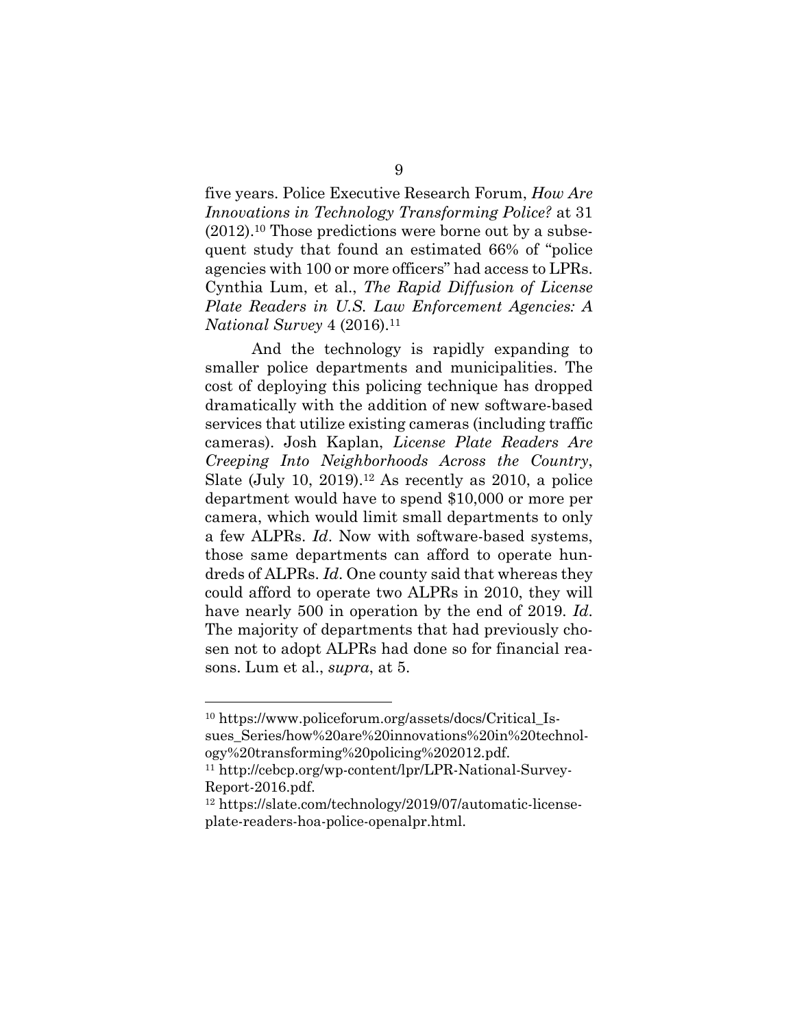five years. Police Executive Research Forum, *How Are Innovations in Technology Transforming Police?* at 31 (2012).[10] Those predictions were borne out by a subsequent study that found an estimated 66% of "police agencies with 100 or more officers" had access to LPRs. Cynthia Lum, et al., *The Rapid Diffusion of License Plate Readers in U.S. Law Enforcement Agencies: A National Survey* 4 (2016).[11]

And the technology is rapidly expanding to smaller police departments and municipalities. The cost of deploying this policing technique has dropped dramatically with the addition of new software-based services that utilize existing cameras (including traffic cameras). Josh Kaplan, *License Plate Readers Are Creeping Into Neighborhoods Across the Country*, Slate (July 10, 2019).[12] As recently as 2010, a police department would have to spend $10,000 or more per camera, which would limit small departments to only a few ALPRs. *Id*. Now with software-based systems, those same departments can afford to operate hundreds of ALPRs. *Id*. One county said that whereas they could afford to operate two ALPRs in 2010, they will have nearly 500 in operation by the end of 2019. *Id*. The majority of departments that had previously chosen not to adopt ALPRs had done so for financial reasons. Lum et al., *supra*, at 5.

---

[10] https://www.policeforum.org/assets/docs/Critical_Issues_Series/how%20are%20innovations%20in%20technology%20transforming%20policing%202012.pdf.

[11] http://cebcp.org/wp-content/lpr/LPR-National-Survey-Report-2016.pdf.

[12] https://slate.com/technology/2019/07/automatic-license-plate-readers-hoa-police-openalpr.html.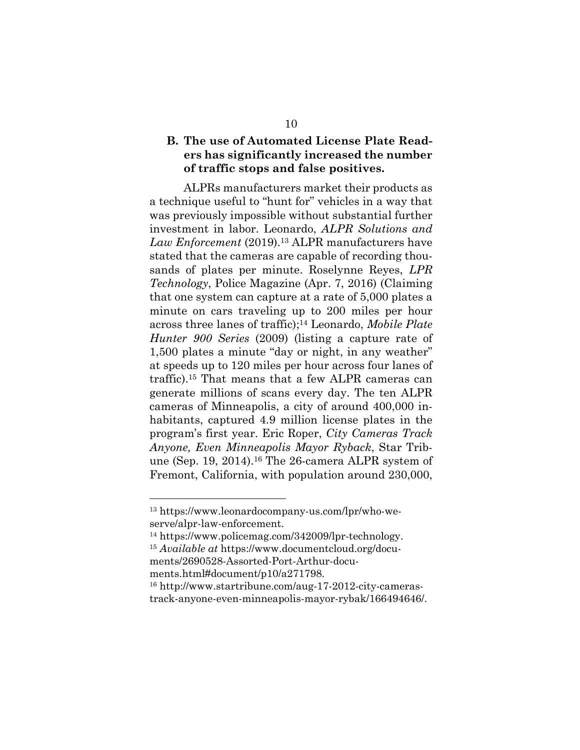### B. The use of Automated License Plate Readers has significantly increased the number of traffic stops and false positives.

ALPRs manufacturers market their products as a technique useful to "hunt for" vehicles in a way that was previously impossible without substantial further investment in labor. Leonardo, *ALPR Solutions and Law Enforcement* (2019).[13] ALPR manufacturers have stated that the cameras are capable of recording thousands of plates per minute. Roselynne Reyes, *LPR Technology*, Police Magazine (Apr. 7, 2016) (Claiming that one system can capture at a rate of 5,000 plates a minute on cars traveling up to 200 miles per hour across three lanes of traffic);[14] Leonardo, *Mobile Plate Hunter 900 Series* (2009) (listing a capture rate of 1,500 plates a minute "day or night, in any weather" at speeds up to 120 miles per hour across four lanes of traffic).[15] That means that a few ALPR cameras can generate millions of scans every day. The ten ALPR cameras of Minneapolis, a city of around 400,000 inhabitants, captured 4.9 million license plates in the program's first year. Eric Roper, *City Cameras Track Anyone, Even Minneapolis Mayor Ryback*, Star Tribune (Sep. 19, 2014).[16] The 26-camera ALPR system of Fremont, California, with population around 230,000,

---

[13] https://www.leonardocompany-us.com/lpr/who-we-serve/alpr-law-enforcement.

[14] https://www.policemag.com/342009/lpr-technology.

[15] *Available at* https://www.documentcloud.org/documents/2690528-Assorted-Port-Arthur-documents.html#document/p10/a271798.

[16] http://www.startribune.com/aug-17-2012-city-cameras-track-anyone-even-minneapolis-mayor-rybak/166494646/.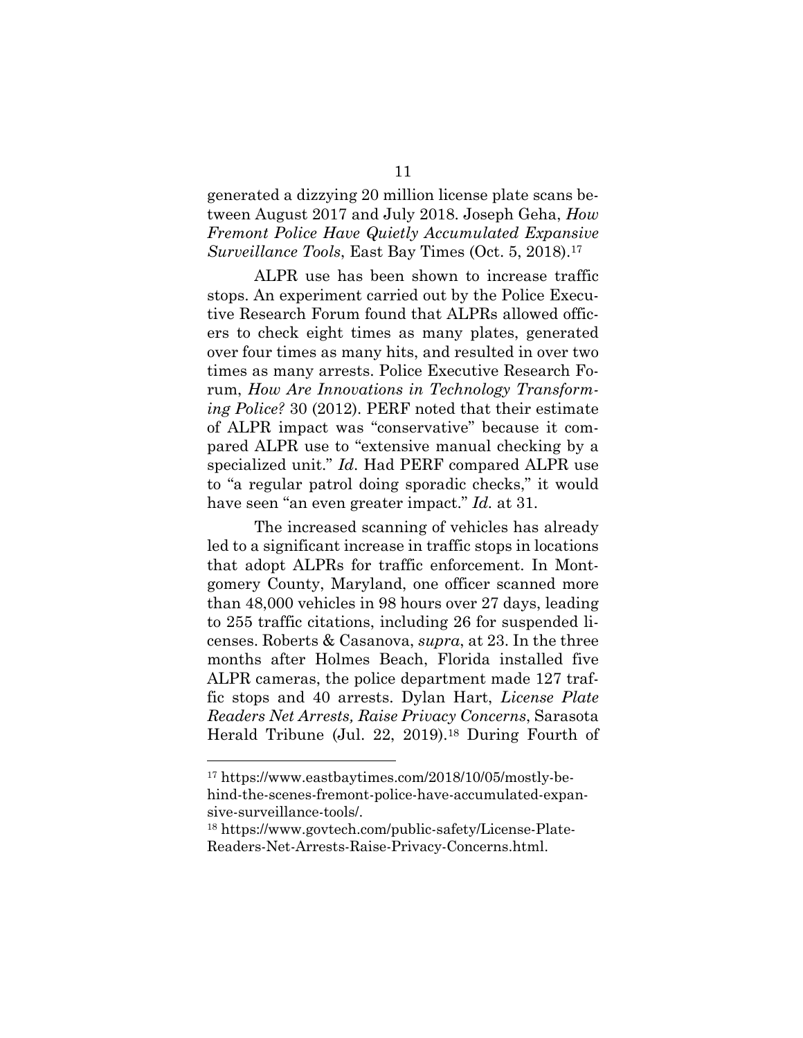generated a dizzying 20 million license plate scans between August 2017 and July 2018. Joseph Geha, *How Fremont Police Have Quietly Accumulated Expansive Surveillance Tools*, East Bay Times (Oct. 5, 2018).[17]

ALPR use has been shown to increase traffic stops. An experiment carried out by the Police Executive Research Forum found that ALPRs allowed officers to check eight times as many plates, generated over four times as many hits, and resulted in over two times as many arrests. Police Executive Research Forum, *How Are Innovations in Technology Transforming Police?* 30 (2012). PERF noted that their estimate of ALPR impact was "conservative" because it compared ALPR use to "extensive manual checking by a specialized unit." *Id*. Had PERF compared ALPR use to "a regular patrol doing sporadic checks," it would have seen "an even greater impact." *Id.* at 31.

The increased scanning of vehicles has already led to a significant increase in traffic stops in locations that adopt ALPRs for traffic enforcement. In Montgomery County, Maryland, one officer scanned more than 48,000 vehicles in 98 hours over 27 days, leading to 255 traffic citations, including 26 for suspended licenses. Roberts & Casanova, *supra*, at 23. In the three months after Holmes Beach, Florida installed five ALPR cameras, the police department made 127 traffic stops and 40 arrests. Dylan Hart, *License Plate Readers Net Arrests, Raise Privacy Concerns*, Sarasota Herald Tribune (Jul. 22, 2019).[18] During Fourth of

[17] https://www.eastbaytimes.com/2018/10/05/mostly-behind-the-scenes-fremont-police-have-accumulated-expansive-surveillance-tools/.

[18] https://www.govtech.com/public-safety/License-Plate-Readers-Net-Arrests-Raise-Privacy-Concerns.html.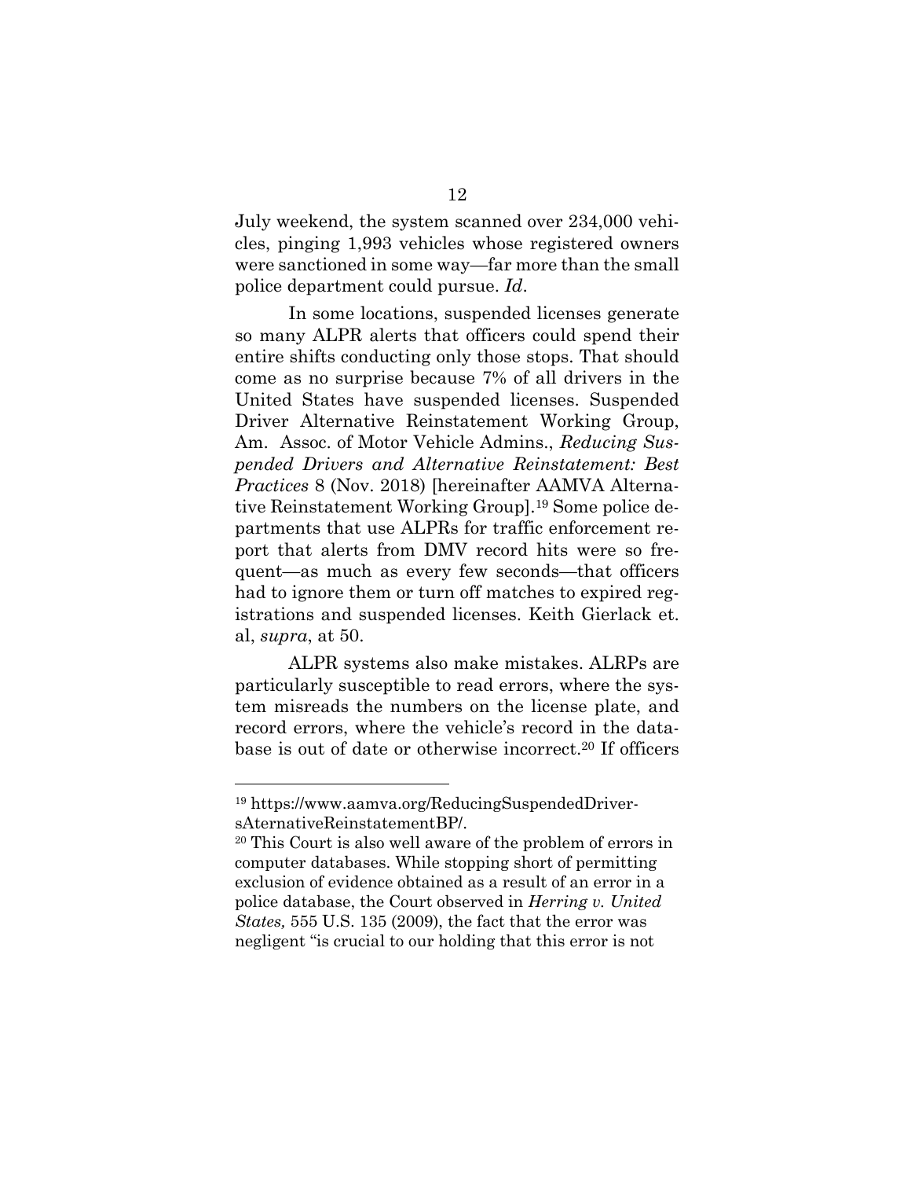July weekend, the system scanned over 234,000 vehicles, pinging 1,993 vehicles whose registered owners were sanctioned in some way—far more than the small police department could pursue. *Id*.

In some locations, suspended licenses generate so many ALPR alerts that officers could spend their entire shifts conducting only those stops. That should come as no surprise because 7% of all drivers in the United States have suspended licenses. Suspended Driver Alternative Reinstatement Working Group, Am. Assoc. of Motor Vehicle Admins., *Reducing Suspended Drivers and Alternative Reinstatement: Best Practices* 8 (Nov. 2018) [hereinafter AAMVA Alternative Reinstatement Working Group].[19] Some police departments that use ALPRs for traffic enforcement report that alerts from DMV record hits were so frequent—as much as every few seconds—that officers had to ignore them or turn off matches to expired registrations and suspended licenses. Keith Gierlack et. al, *supra*, at 50.

ALPR systems also make mistakes. ALRPs are particularly susceptible to read errors, where the system misreads the numbers on the license plate, and record errors, where the vehicle's record in the database is out of date or otherwise incorrect.[20] If officers

---

[19] https://www.aamva.org/ReducingSuspendedDriversAternativeReinstatementBP/.

[20] This Court is also well aware of the problem of errors in computer databases. While stopping short of permitting exclusion of evidence obtained as a result of an error in a police database, the Court observed in *Herring v. United States,* 555 U.S. 135 (2009), the fact that the error was negligent "is crucial to our holding that this error is not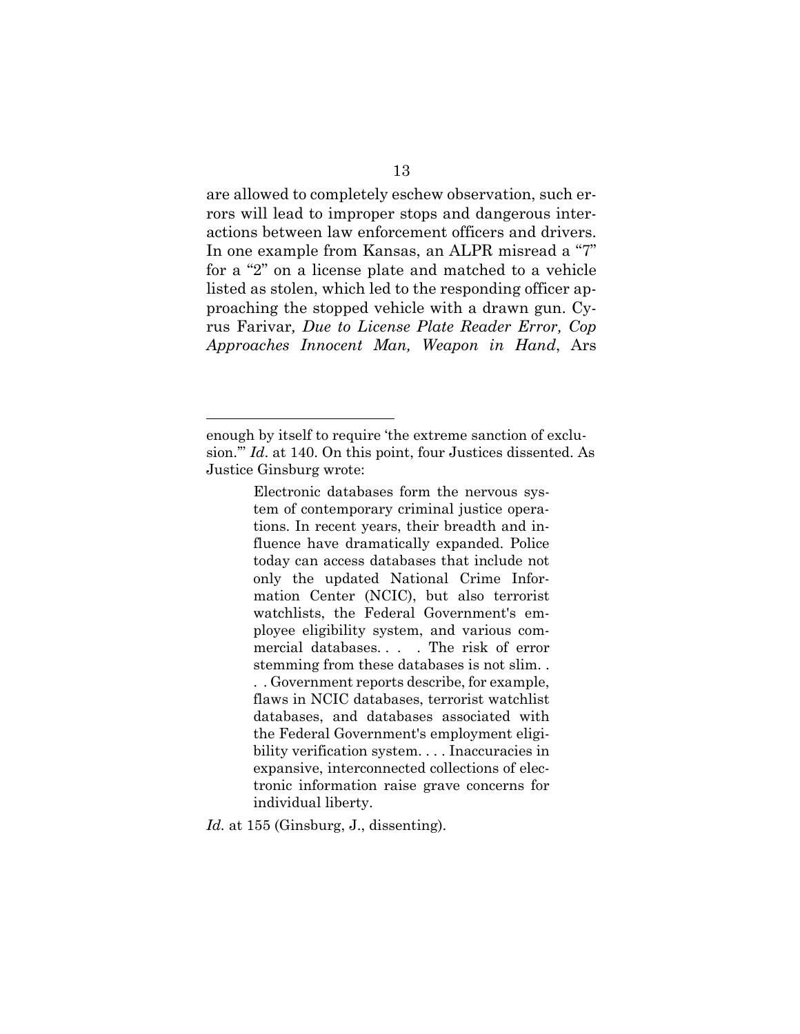are allowed to completely eschew observation, such errors will lead to improper stops and dangerous interactions between law enforcement officers and drivers. In one example from Kansas, an ALPR misread a "7" for a "2" on a license plate and matched to a vehicle listed as stolen, which led to the responding officer approaching the stopped vehicle with a drawn gun. Cyrus Farivar*, Due to License Plate Reader Error, Cop Approaches Innocent Man, Weapon in Hand*, Ars

---

enough by itself to require 'the extreme sanction of exclusion.'" *Id*. at 140. On this point, four Justices dissented. As Justice Ginsburg wrote:

> Electronic databases form the nervous system of contemporary criminal justice operations. In recent years, their breadth and influence have dramatically expanded. Police today can access databases that include not only the updated National Crime Information Center (NCIC), but also terrorist watchlists, the Federal Government's employee eligibility system, and various commercial databases. . . . The risk of error stemming from these databases is not slim. . . . Government reports describe, for example, flaws in NCIC databases, terrorist watchlist databases, and databases associated with the Federal Government's employment eligibility verification system. . . . Inaccuracies in expansive, interconnected collections of electronic information raise grave concerns for individual liberty.

*Id.* at 155 (Ginsburg, J., dissenting).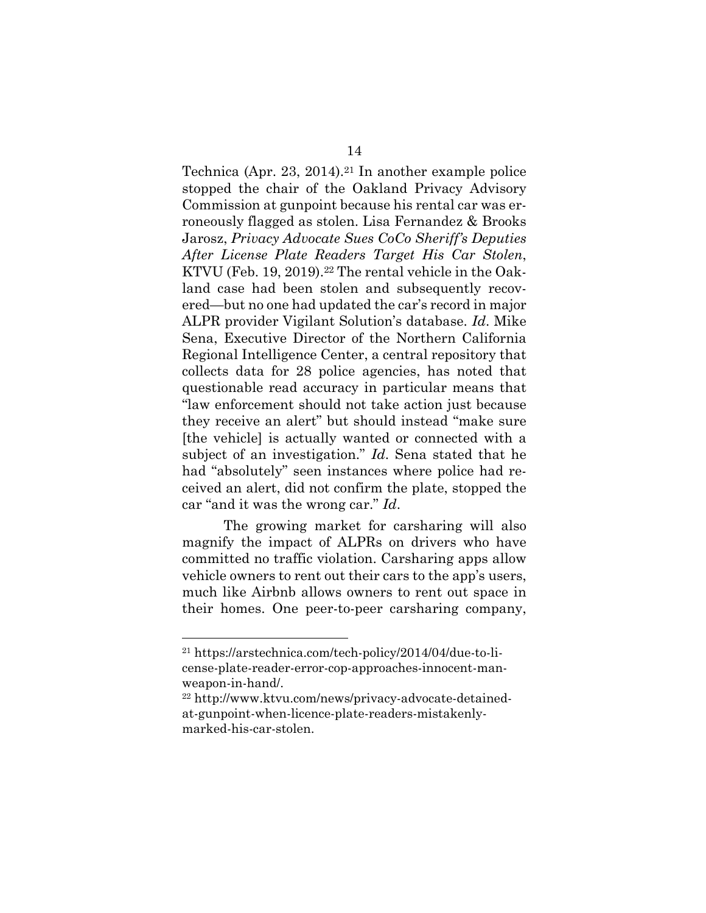Technica (Apr. 23, 2014).[21] In another example police stopped the chair of the Oakland Privacy Advisory Commission at gunpoint because his rental car was erroneously flagged as stolen. Lisa Fernandez & Brooks Jarosz, *Privacy Advocate Sues CoCo Sheriff's Deputies After License Plate Readers Target His Car Stolen*, KTVU (Feb. 19, 2019).[22] The rental vehicle in the Oakland case had been stolen and subsequently recovered—but no one had updated the car's record in major ALPR provider Vigilant Solution's database. *Id*. Mike Sena, Executive Director of the Northern California Regional Intelligence Center, a central repository that collects data for 28 police agencies, has noted that questionable read accuracy in particular means that "law enforcement should not take action just because they receive an alert" but should instead "make sure [the vehicle] is actually wanted or connected with a subject of an investigation." *Id*. Sena stated that he had "absolutely" seen instances where police had received an alert, did not confirm the plate, stopped the car "and it was the wrong car." *Id*.

The growing market for carsharing will also magnify the impact of ALPRs on drivers who have committed no traffic violation. Carsharing apps allow vehicle owners to rent out their cars to the app's users, much like Airbnb allows owners to rent out space in their homes. One peer-to-peer carsharing company,

---

[21] https://arstechnica.com/tech-policy/2014/04/due-to-license-plate-reader-error-cop-approaches-innocent-man-weapon-in-hand/.

[22] http://www.ktvu.com/news/privacy-advocate-detained-at-gunpoint-when-licence-plate-readers-mistakenly-marked-his-car-stolen.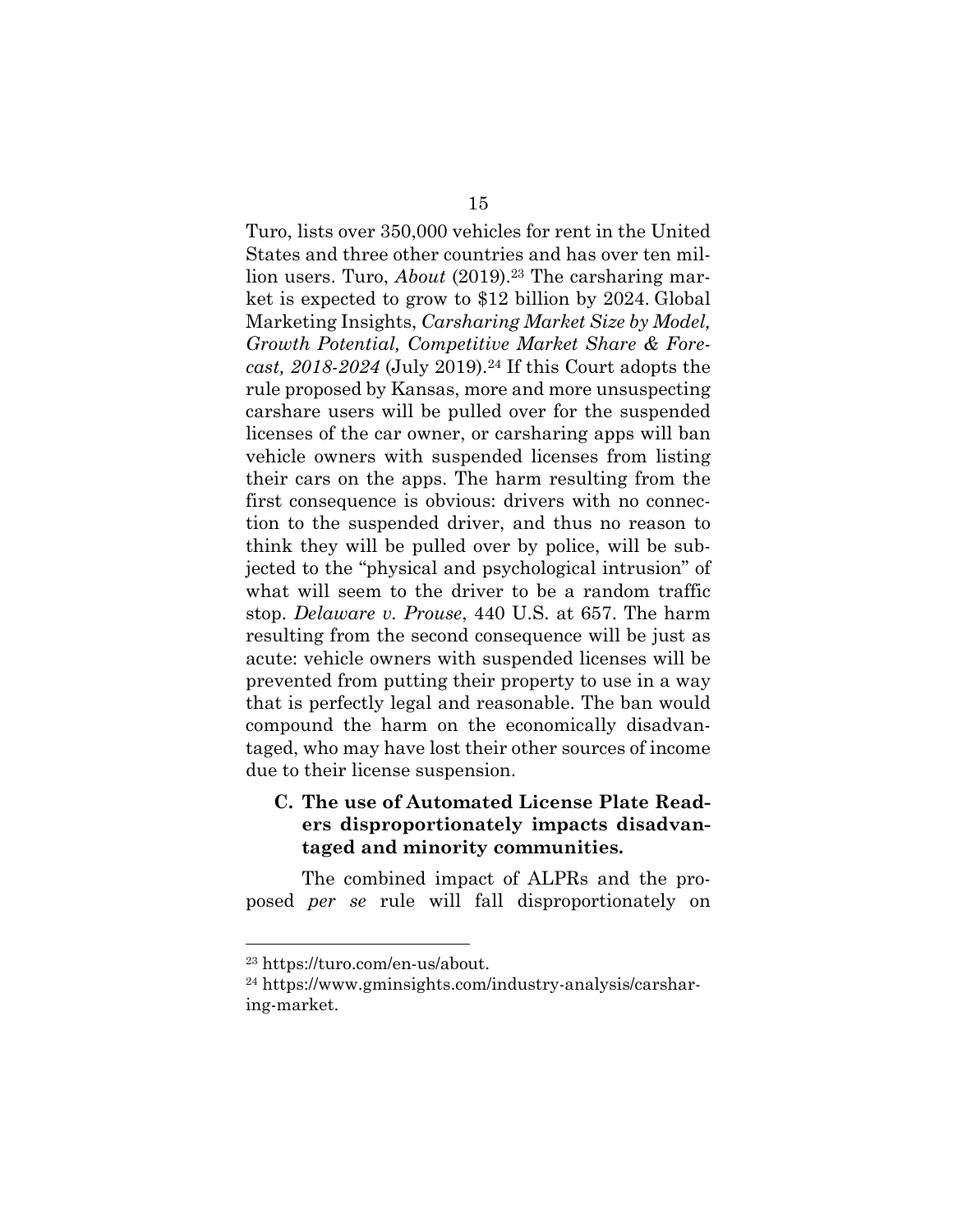Turo, lists over 350,000 vehicles for rent in the United States and three other countries and has over ten million users. Turo, *About* (2019).[23] The carsharing market is expected to grow to $12 billion by 2024. Global Marketing Insights, *Carsharing Market Size by Model, Growth Potential, Competitive Market Share & Forecast, 2018-2024* (July 2019).[24] If this Court adopts the rule proposed by Kansas, more and more unsuspecting carshare users will be pulled over for the suspended licenses of the car owner, or carsharing apps will ban vehicle owners with suspended licenses from listing their cars on the apps. The harm resulting from the first consequence is obvious: drivers with no connection to the suspended driver, and thus no reason to think they will be pulled over by police, will be subjected to the "physical and psychological intrusion" of what will seem to the driver to be a random traffic stop. *Delaware v. Prouse*, 440 U.S. at 657. The harm resulting from the second consequence will be just as acute: vehicle owners with suspended licenses will be prevented from putting their property to use in a way that is perfectly legal and reasonable. The ban would compound the harm on the economically disadvantaged, who may have lost their other sources of income due to their license suspension.

### C. The use of Automated License Plate Readers disproportionately impacts disadvantaged and minority communities.

The combined impact of ALPRs and the proposed *per se* rule will fall disproportionately on

---

[23] https://turo.com/en-us/about.

[24] https://www.gminsights.com/industry-analysis/carsharing-market.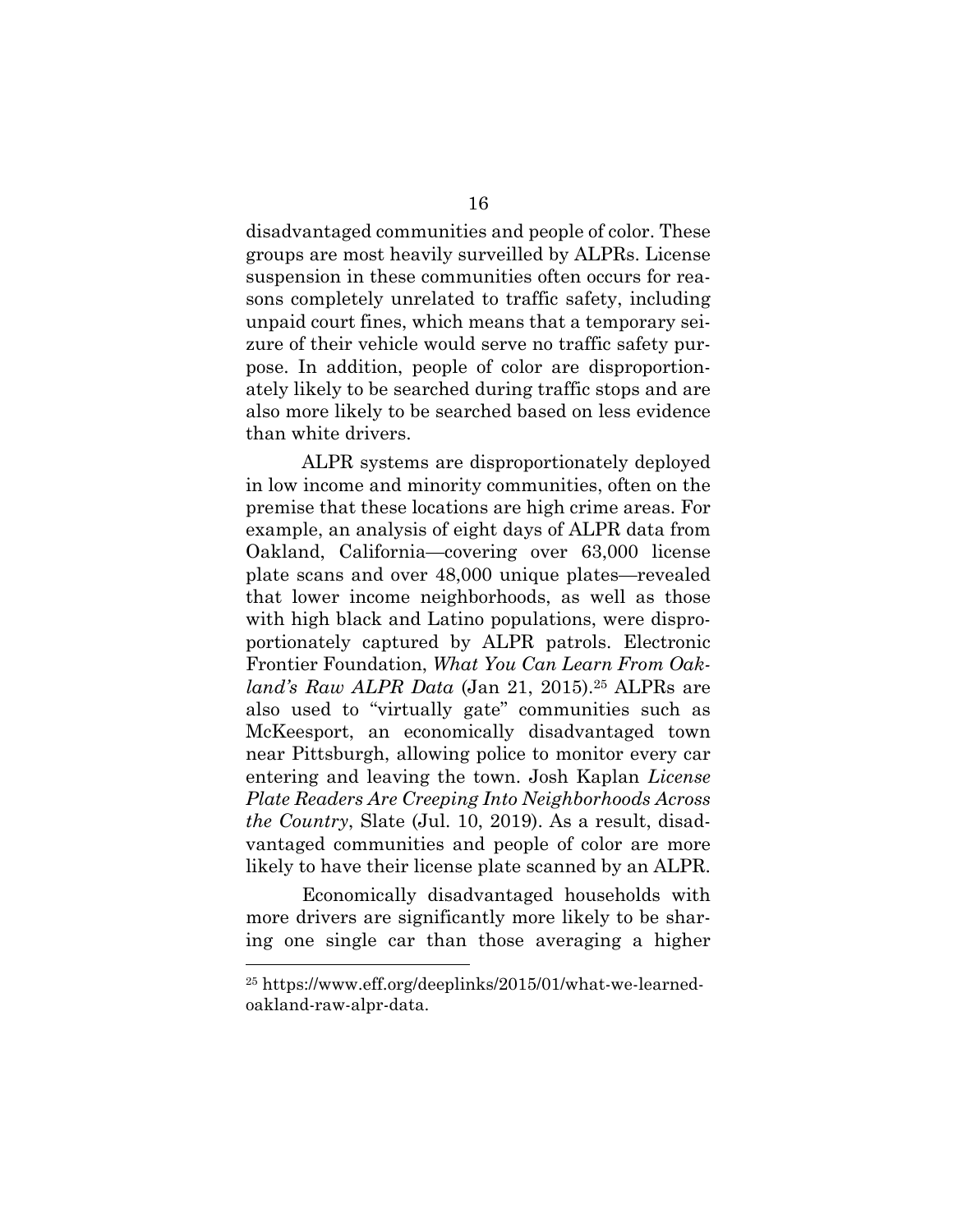disadvantaged communities and people of color. These groups are most heavily surveilled by ALPRs. License suspension in these communities often occurs for reasons completely unrelated to traffic safety, including unpaid court fines, which means that a temporary seizure of their vehicle would serve no traffic safety purpose. In addition, people of color are disproportionately likely to be searched during traffic stops and are also more likely to be searched based on less evidence than white drivers.

ALPR systems are disproportionately deployed in low income and minority communities, often on the premise that these locations are high crime areas. For example, an analysis of eight days of ALPR data from Oakland, California—covering over 63,000 license plate scans and over 48,000 unique plates—revealed that lower income neighborhoods, as well as those with high black and Latino populations, were disproportionately captured by ALPR patrols. Electronic Frontier Foundation, *What You Can Learn From Oakland's Raw ALPR Data* (Jan 21, 2015).[25] ALPRs are also used to "virtually gate" communities such as McKeesport, an economically disadvantaged town near Pittsburgh, allowing police to monitor every car entering and leaving the town. Josh Kaplan *License Plate Readers Are Creeping Into Neighborhoods Across the Country*, Slate (Jul. 10, 2019). As a result, disadvantaged communities and people of color are more likely to have their license plate scanned by an ALPR.

Economically disadvantaged households with more drivers are significantly more likely to be sharing one single car than those averaging a higher

---

[25] https://www.eff.org/deeplinks/2015/01/what-we-learned-oakland-raw-alpr-data.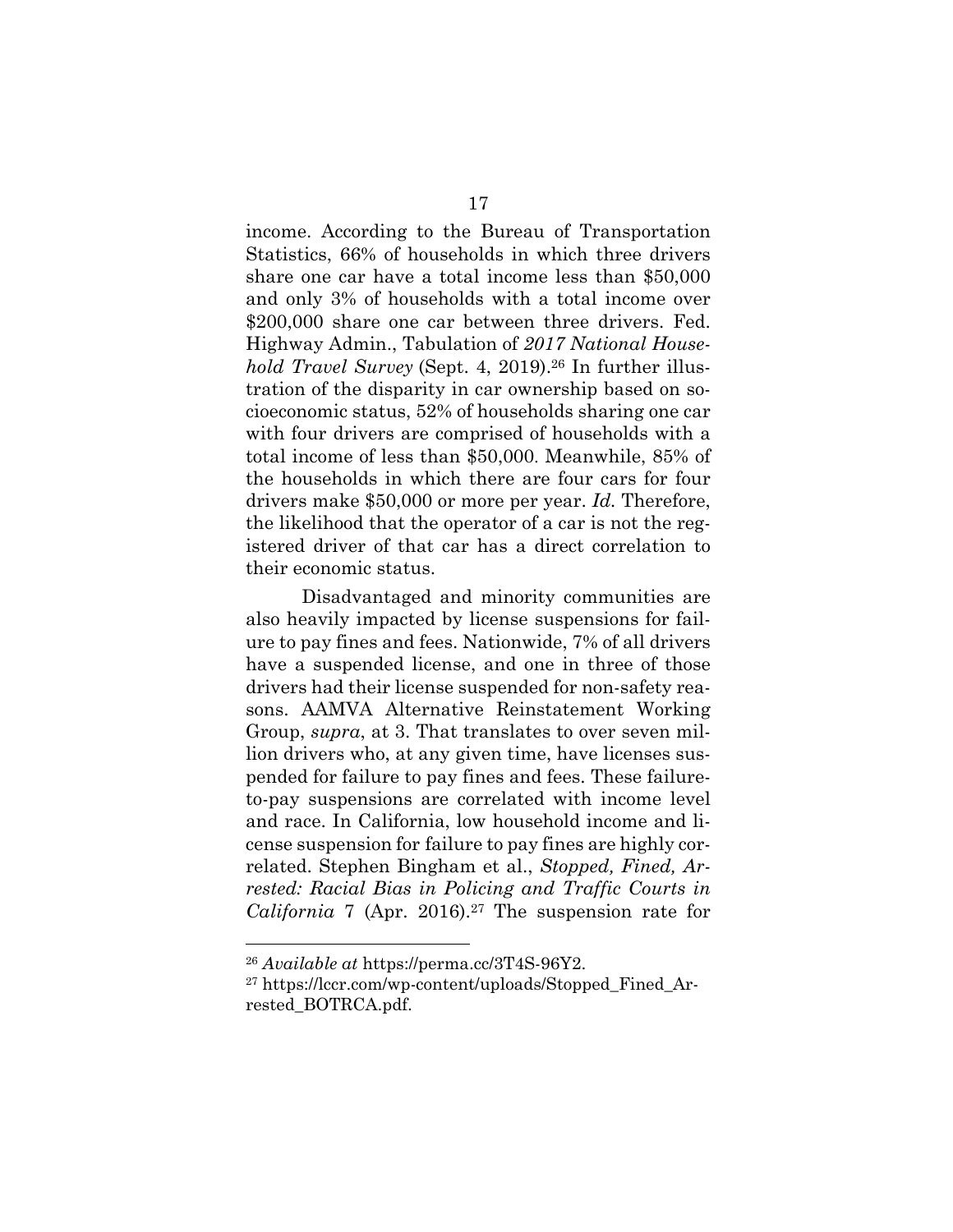income. According to the Bureau of Transportation Statistics, 66% of households in which three drivers share one car have a total income less than $50,000 and only 3% of households with a total income over $200,000 share one car between three drivers. Fed. Highway Admin., Tabulation of *2017 National Household Travel Survey* (Sept. 4, 2019).[26] In further illustration of the disparity in car ownership based on socioeconomic status, 52% of households sharing one car with four drivers are comprised of households with a total income of less than $50,000. Meanwhile, 85% of the households in which there are four cars for four drivers make $50,000 or more per year. *Id.* Therefore, the likelihood that the operator of a car is not the registered driver of that car has a direct correlation to their economic status.

Disadvantaged and minority communities are also heavily impacted by license suspensions for failure to pay fines and fees. Nationwide, 7% of all drivers have a suspended license, and one in three of those drivers had their license suspended for non-safety reasons. AAMVA Alternative Reinstatement Working Group, *supra*, at 3. That translates to over seven million drivers who, at any given time, have licenses suspended for failure to pay fines and fees. These failure-to-pay suspensions are correlated with income level and race. In California, low household income and license suspension for failure to pay fines are highly correlated. Stephen Bingham et al., *Stopped, Fined, Arrested: Racial Bias in Policing and Traffic Courts in California* 7 (Apr. 2016).[27] The suspension rate for

---

[26] *Available at* https://perma.cc/3T4S-96Y2.

[27] https://lccr.com/wp-content/uploads/Stopped_Fined_Arrested_BOTRCA.pdf.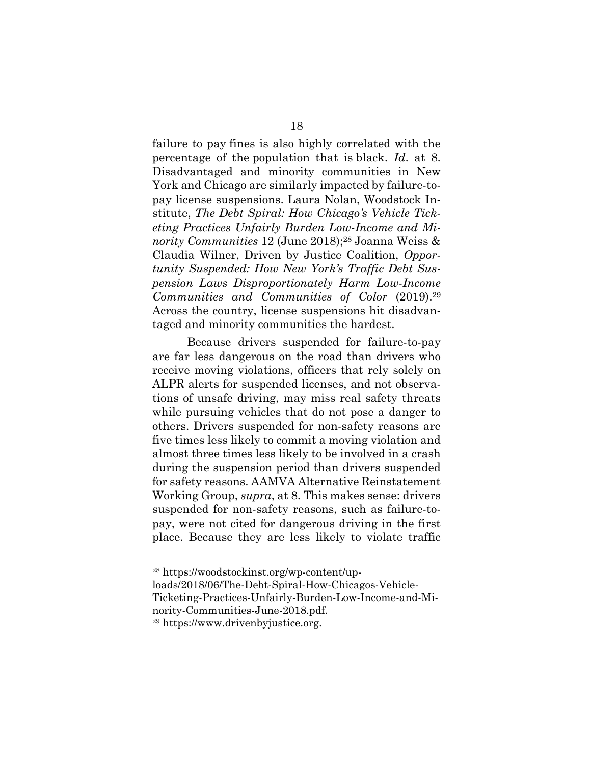failure to pay fines is also highly correlated with the percentage of the population that is black. *Id.* at 8. Disadvantaged and minority communities in New York and Chicago are similarly impacted by failure-to-pay license suspensions. Laura Nolan, Woodstock Institute, *The Debt Spiral: How Chicago's Vehicle Ticketing Practices Unfairly Burden Low-Income and Minority Communities* 12 (June 2018);[28] Joanna Weiss & Claudia Wilner, Driven by Justice Coalition, *Opportunity Suspended: How New York's Traffic Debt Suspension Laws Disproportionately Harm Low-Income Communities and Communities of Color* (2019).[29] Across the country, license suspensions hit disadvantaged and minority communities the hardest.

Because drivers suspended for failure-to-pay are far less dangerous on the road than drivers who receive moving violations, officers that rely solely on ALPR alerts for suspended licenses, and not observations of unsafe driving, may miss real safety threats while pursuing vehicles that do not pose a danger to others. Drivers suspended for non-safety reasons are five times less likely to commit a moving violation and almost three times less likely to be involved in a crash during the suspension period than drivers suspended for safety reasons. AAMVA Alternative Reinstatement Working Group, *supra*, at 8. This makes sense: drivers suspended for non-safety reasons, such as failure-to-pay, were not cited for dangerous driving in the first place. Because they are less likely to violate traffic

---

[28] https://woodstockinst.org/wp-content/uploads/2018/06/The-Debt-Spiral-How-Chicagos-Vehicle-Ticketing-Practices-Unfairly-Burden-Low-Income-and-Minority-Communities-June-2018.pdf.

[29] https://www.drivenbyjustice.org.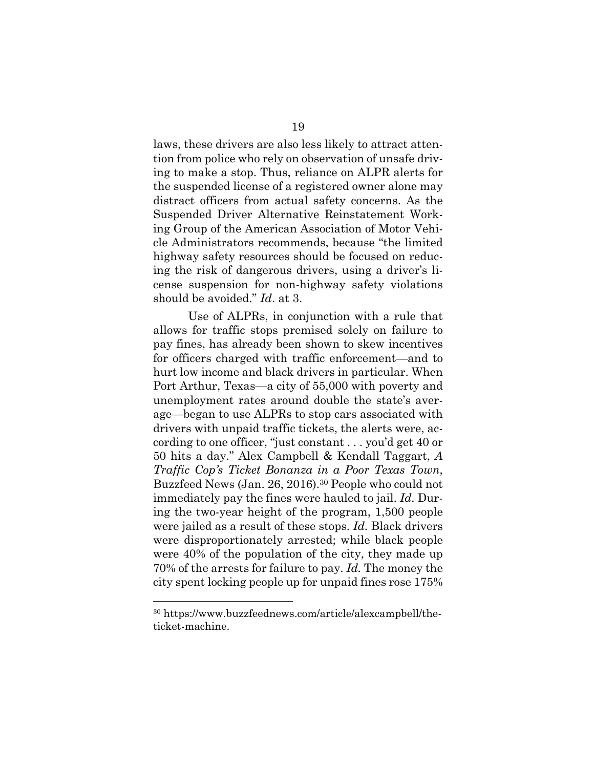laws, these drivers are also less likely to attract attention from police who rely on observation of unsafe driving to make a stop. Thus, reliance on ALPR alerts for the suspended license of a registered owner alone may distract officers from actual safety concerns. As the Suspended Driver Alternative Reinstatement Working Group of the American Association of Motor Vehicle Administrators recommends, because "the limited highway safety resources should be focused on reducing the risk of dangerous drivers, using a driver's license suspension for non-highway safety violations should be avoided." *Id*. at 3.

Use of ALPRs, in conjunction with a rule that allows for traffic stops premised solely on failure to pay fines, has already been shown to skew incentives for officers charged with traffic enforcement—and to hurt low income and black drivers in particular. When Port Arthur, Texas—a city of 55,000 with poverty and unemployment rates around double the state's average—began to use ALPRs to stop cars associated with drivers with unpaid traffic tickets, the alerts were, according to one officer, "just constant . . . you'd get 40 or 50 hits a day." Alex Campbell & Kendall Taggart, *A Traffic Cop's Ticket Bonanza in a Poor Texas Town*, Buzzfeed News (Jan. 26, 2016).[30] People who could not immediately pay the fines were hauled to jail. *Id.* During the two-year height of the program, 1,500 people were jailed as a result of these stops. *Id.* Black drivers were disproportionately arrested; while black people were 40% of the population of the city, they made up 70% of the arrests for failure to pay. *Id.* The money the city spent locking people up for unpaid fines rose 175%

[30] https://www.buzzfeednews.com/article/alexcampbell/the-ticket-machine.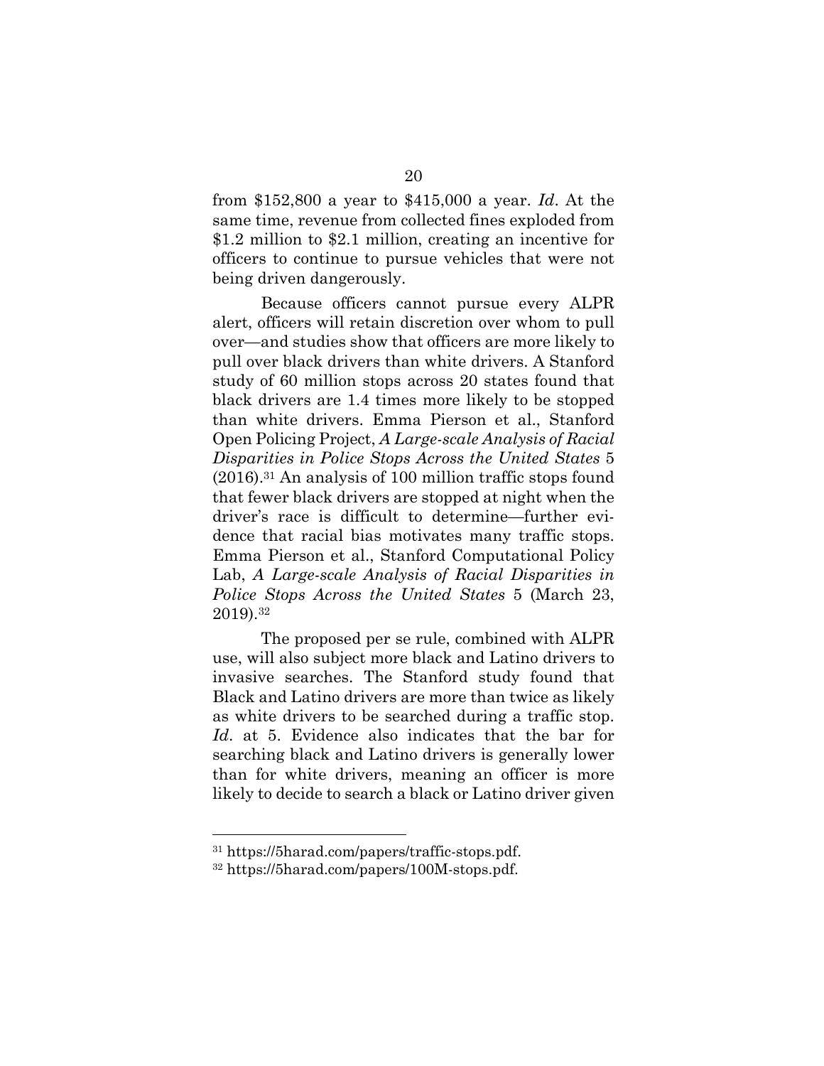from $152,800 a year to $415,000 a year. *Id*. At the same time, revenue from collected fines exploded from $1.2 million to $2.1 million, creating an incentive for officers to continue to pursue vehicles that were not being driven dangerously.

Because officers cannot pursue every ALPR alert, officers will retain discretion over whom to pull over—and studies show that officers are more likely to pull over black drivers than white drivers. A Stanford study of 60 million stops across 20 states found that black drivers are 1.4 times more likely to be stopped than white drivers. Emma Pierson et al., Stanford Open Policing Project, *A Large-scale Analysis of Racial Disparities in Police Stops Across the United States* 5 (2016).[31] An analysis of 100 million traffic stops found that fewer black drivers are stopped at night when the driver's race is difficult to determine—further evidence that racial bias motivates many traffic stops. Emma Pierson et al., Stanford Computational Policy Lab, *A Large-scale Analysis of Racial Disparities in Police Stops Across the United States* 5 (March 23, 2019).[32]

The proposed per se rule, combined with ALPR use, will also subject more black and Latino drivers to invasive searches. The Stanford study found that Black and Latino drivers are more than twice as likely as white drivers to be searched during a traffic stop. *Id*. at 5. Evidence also indicates that the bar for searching black and Latino drivers is generally lower than for white drivers, meaning an officer is more likely to decide to search a black or Latino driver given

---

[31] https://5harad.com/papers/traffic-stops.pdf.

[32] https://5harad.com/papers/100M-stops.pdf.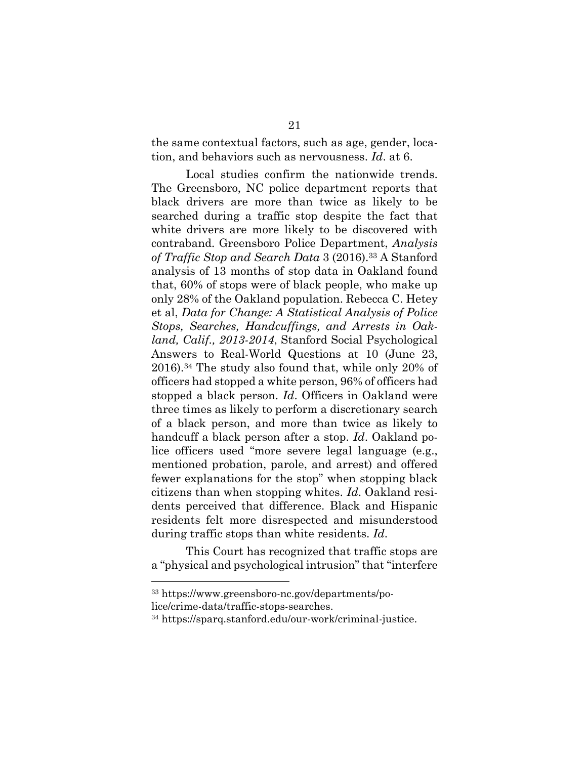the same contextual factors, such as age, gender, location, and behaviors such as nervousness. *Id*. at 6.

Local studies confirm the nationwide trends. The Greensboro, NC police department reports that black drivers are more than twice as likely to be searched during a traffic stop despite the fact that white drivers are more likely to be discovered with contraband. Greensboro Police Department, *Analysis of Traffic Stop and Search Data* 3 (2016).[33] A Stanford analysis of 13 months of stop data in Oakland found that, 60% of stops were of black people, who make up only 28% of the Oakland population. Rebecca C. Hetey et al, *Data for Change: A Statistical Analysis of Police Stops, Searches, Handcuffings, and Arrests in Oakland, Calif., 2013-2014*, Stanford Social Psychological Answers to Real-World Questions at 10 (June 23, 2016).[34] The study also found that, while only 20% of officers had stopped a white person, 96% of officers had stopped a black person. *Id*. Officers in Oakland were three times as likely to perform a discretionary search of a black person, and more than twice as likely to handcuff a black person after a stop. *Id*. Oakland police officers used "more severe legal language (e.g., mentioned probation, parole, and arrest) and offered fewer explanations for the stop" when stopping black citizens than when stopping whites. *Id*. Oakland residents perceived that difference. Black and Hispanic residents felt more disrespected and misunderstood during traffic stops than white residents. *Id*.

This Court has recognized that traffic stops are a "physical and psychological intrusion" that "interfere

---

[33] https://www.greensboro-nc.gov/departments/police/crime-data/traffic-stops-searches.

[34] https://sparq.stanford.edu/our-work/criminal-justice.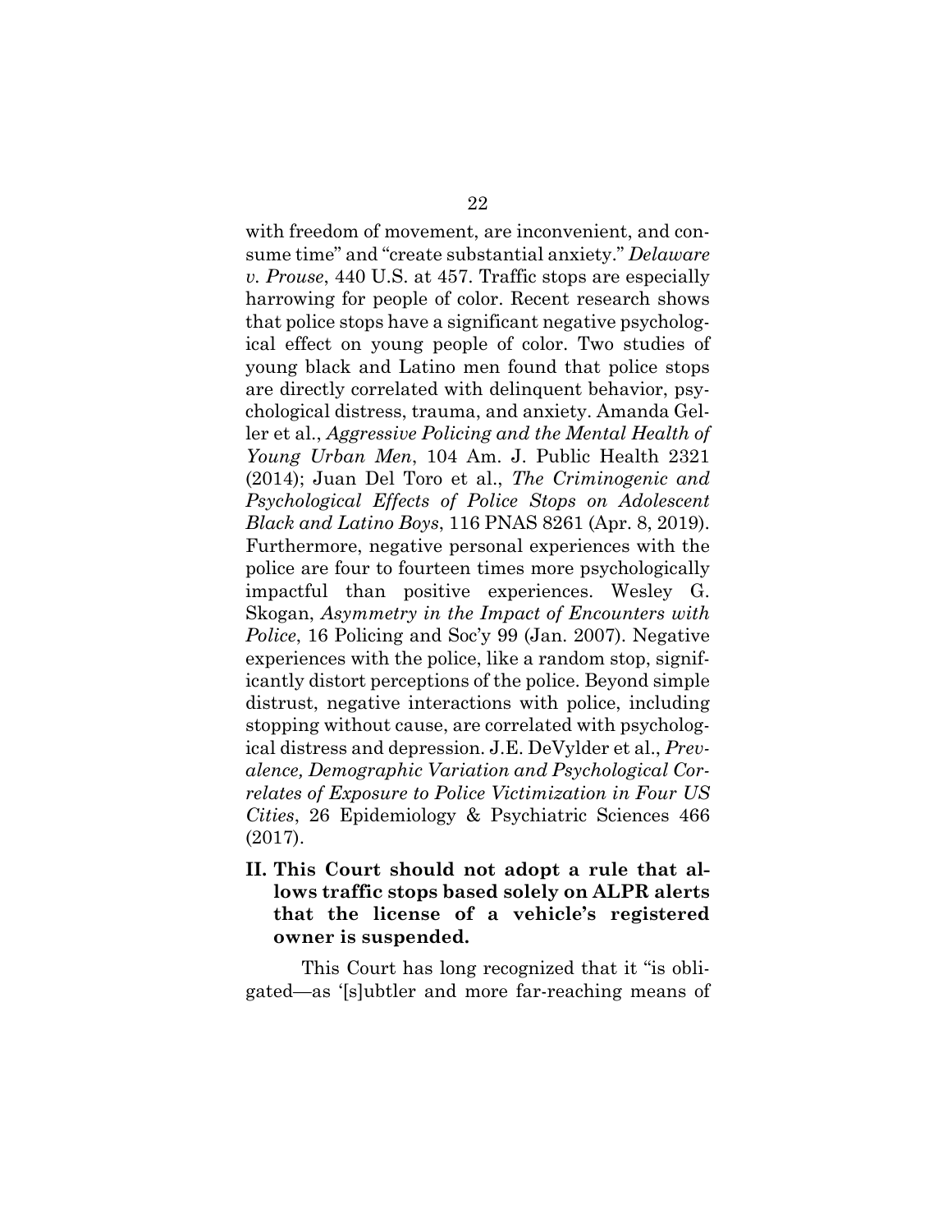with freedom of movement, are inconvenient, and consume time" and "create substantial anxiety." *Delaware v. Prouse*, 440 U.S. at 457. Traffic stops are especially harrowing for people of color. Recent research shows that police stops have a significant negative psychological effect on young people of color. Two studies of young black and Latino men found that police stops are directly correlated with delinquent behavior, psychological distress, trauma, and anxiety. Amanda Geller et al., *Aggressive Policing and the Mental Health of Young Urban Men*, 104 Am. J. Public Health 2321 (2014); Juan Del Toro et al., *The Criminogenic and Psychological Effects of Police Stops on Adolescent Black and Latino Boys*, 116 PNAS 8261 (Apr. 8, 2019). Furthermore, negative personal experiences with the police are four to fourteen times more psychologically impactful than positive experiences. Wesley G. Skogan, *Asymmetry in the Impact of Encounters with Police*, 16 Policing and Soc'y 99 (Jan. 2007). Negative experiences with the police, like a random stop, significantly distort perceptions of the police. Beyond simple distrust, negative interactions with police, including stopping without cause, are correlated with psychological distress and depression. J.E. DeVylder et al., *Prevalence, Demographic Variation and Psychological Correlates of Exposure to Police Victimization in Four US Cities*, 26 Epidemiology & Psychiatric Sciences 466 (2017).

## II. This Court should not adopt a rule that allows traffic stops based solely on ALPR alerts that the license of a vehicle's registered owner is suspended.

This Court has long recognized that it "is obligated—as '[s]ubtler and more far-reaching means of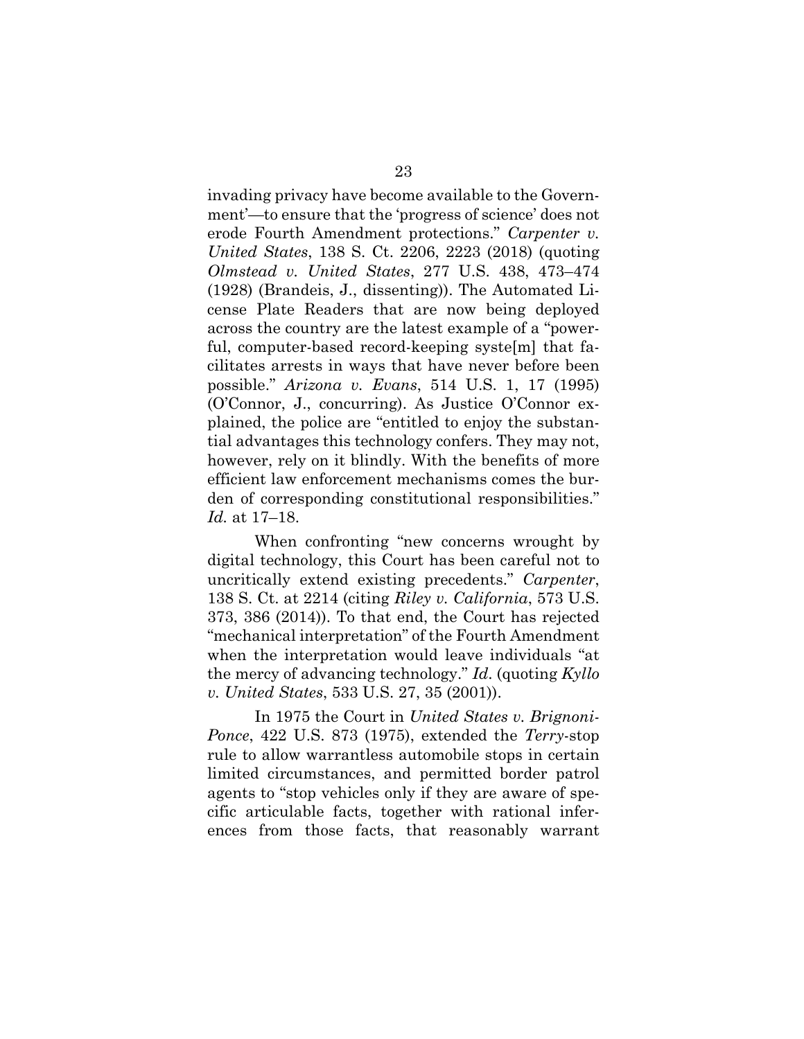invading privacy have become available to the Government'—to ensure that the 'progress of science' does not erode Fourth Amendment protections." *Carpenter v. United States*, 138 S. Ct. 2206, 2223 (2018) (quoting *Olmstead v. United States*, 277 U.S. 438, 473–474 (1928) (Brandeis, J., dissenting)). The Automated License Plate Readers that are now being deployed across the country are the latest example of a "powerful, computer-based record-keeping syste[m] that facilitates arrests in ways that have never before been possible." *Arizona v. Evans*, 514 U.S. 1, 17 (1995) (O'Connor, J., concurring). As Justice O'Connor explained, the police are "entitled to enjoy the substantial advantages this technology confers. They may not, however, rely on it blindly. With the benefits of more efficient law enforcement mechanisms comes the burden of corresponding constitutional responsibilities." *Id.* at 17–18.

When confronting "new concerns wrought by digital technology, this Court has been careful not to uncritically extend existing precedents." *Carpenter*, 138 S. Ct. at 2214 (citing *Riley v. California*, 573 U.S. 373, 386 (2014)). To that end, the Court has rejected "mechanical interpretation" of the Fourth Amendment when the interpretation would leave individuals "at the mercy of advancing technology." *Id*. (quoting *Kyllo v. United States*, 533 U.S. 27, 35 (2001)).

In 1975 the Court in *United States v. Brignoni-Ponce*, 422 U.S. 873 (1975), extended the *Terry*-stop rule to allow warrantless automobile stops in certain limited circumstances, and permitted border patrol agents to "stop vehicles only if they are aware of specific articulable facts, together with rational inferences from those facts, that reasonably warrant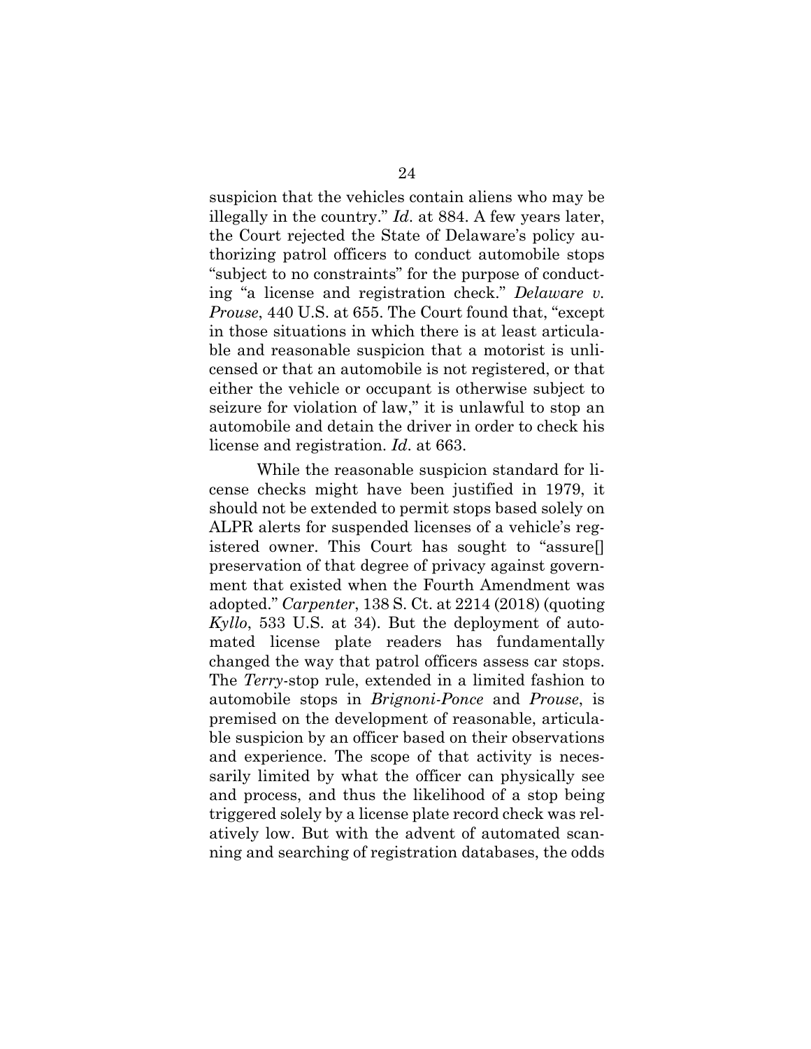suspicion that the vehicles contain aliens who may be illegally in the country." *Id*. at 884. A few years later, the Court rejected the State of Delaware's policy authorizing patrol officers to conduct automobile stops "subject to no constraints" for the purpose of conducting "a license and registration check." *Delaware v. Prouse*, 440 U.S. at 655. The Court found that, "except in those situations in which there is at least articulable and reasonable suspicion that a motorist is unlicensed or that an automobile is not registered, or that either the vehicle or occupant is otherwise subject to seizure for violation of law," it is unlawful to stop an automobile and detain the driver in order to check his license and registration. *Id*. at 663.

While the reasonable suspicion standard for license checks might have been justified in 1979, it should not be extended to permit stops based solely on ALPR alerts for suspended licenses of a vehicle's registered owner. This Court has sought to "assure[] preservation of that degree of privacy against government that existed when the Fourth Amendment was adopted." *Carpenter*, 138 S. Ct. at 2214 (2018) (quoting *Kyllo*, 533 U.S. at 34). But the deployment of automated license plate readers has fundamentally changed the way that patrol officers assess car stops. The *Terry*-stop rule, extended in a limited fashion to automobile stops in *Brignoni-Ponce* and *Prouse*, is premised on the development of reasonable, articulable suspicion by an officer based on their observations and experience. The scope of that activity is necessarily limited by what the officer can physically see and process, and thus the likelihood of a stop being triggered solely by a license plate record check was relatively low. But with the advent of automated scanning and searching of registration databases, the odds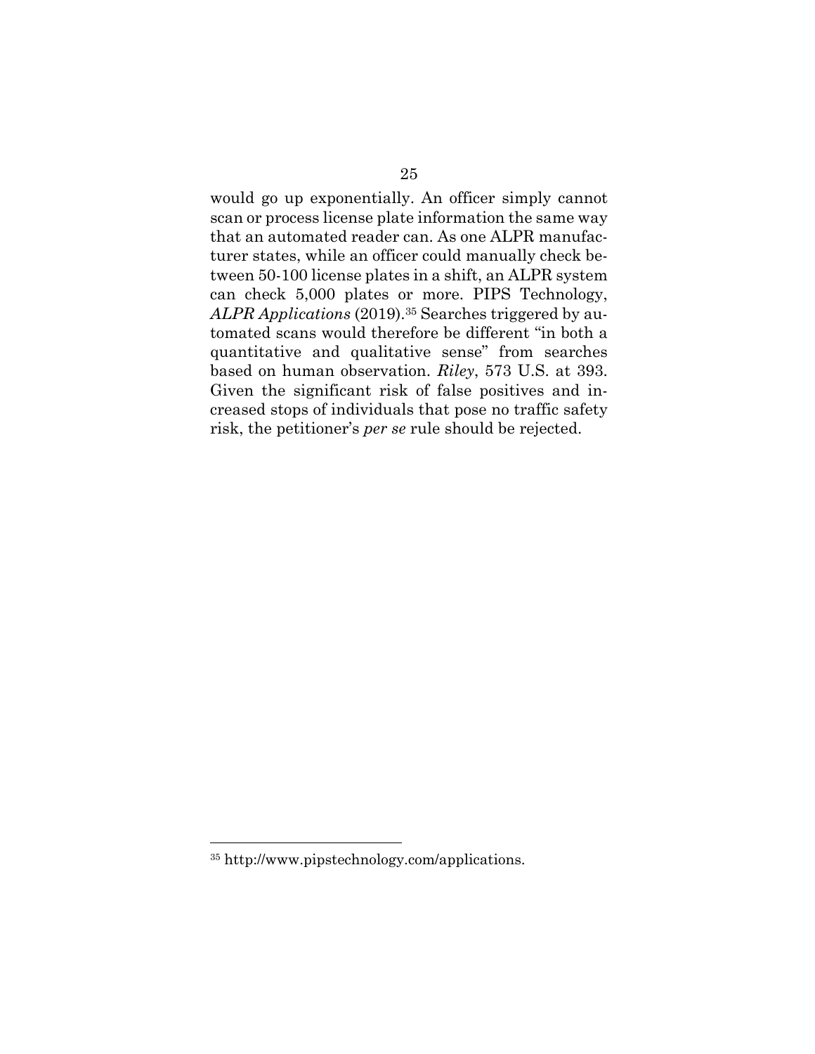would go up exponentially. An officer simply cannot scan or process license plate information the same way that an automated reader can. As one ALPR manufacturer states, while an officer could manually check between 50-100 license plates in a shift, an ALPR system can check 5,000 plates or more. PIPS Technology, *ALPR Applications* (2019).[35] Searches triggered by automated scans would therefore be different "in both a quantitative and qualitative sense" from searches based on human observation. *Riley*, 573 U.S. at 393. Given the significant risk of false positives and increased stops of individuals that pose no traffic safety risk, the petitioner's *per se* rule should be rejected.

---

[35] http://www.pipstechnology.com/applications.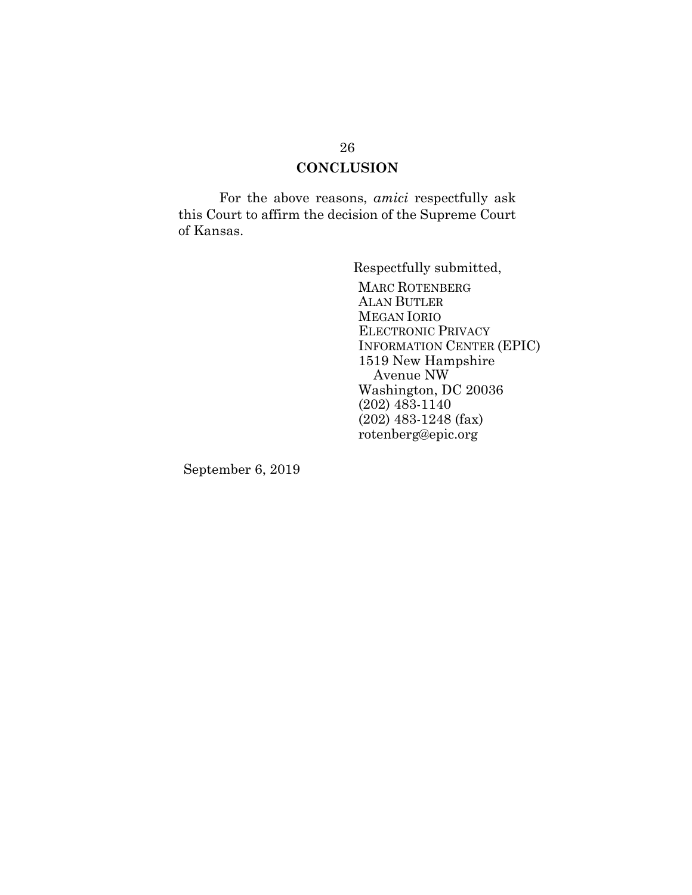## CONCLUSION

For the above reasons, *amici* respectfully ask this Court to affirm the decision of the Supreme Court of Kansas.

Respectfully submitted,

MARC ROTENBERG
ALAN BUTLER
MEGAN IORIO
ELECTRONIC PRIVACY
INFORMATION CENTER (EPIC)
1519 New Hampshire
Avenue NW
Washington, DC 20036
(202) 483-1140
(202) 483-1248 (fax)
rotenberg@epic.org

September 6, 2019